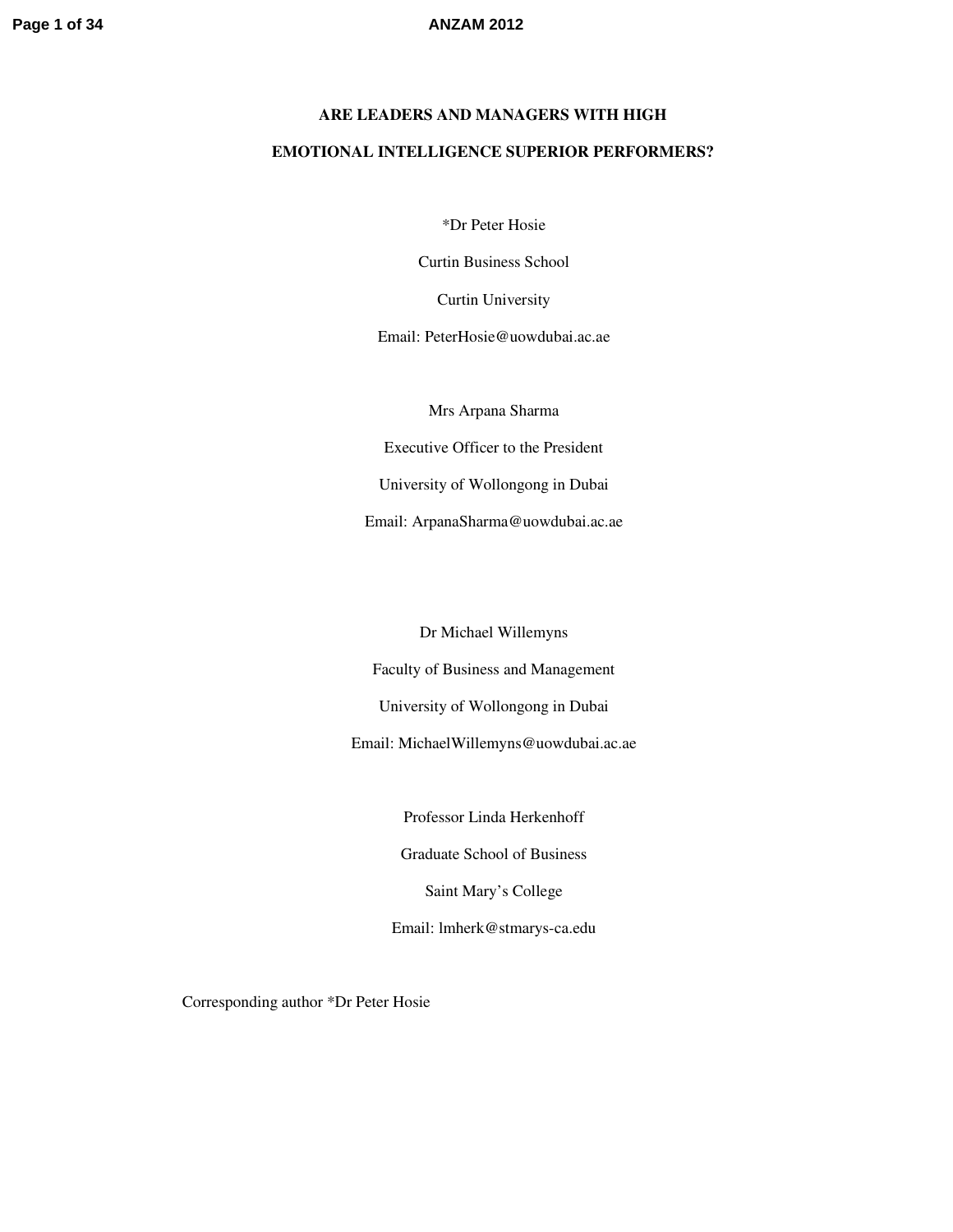# ARE LEADERS AND MANAGERS WITH HIGH EMOTIONAL INTELLIGENCE SUPERIOR PERFORMERS?

*Dr Peter Hosie

Curtin Business School

Curtin University

Email: PeterHosie@uowdubai.ac.ae

Mrs Arpana Sharma

Executive Officer to the President

University of Wollongong in Dubai

Email: ArpanaSharma@uowdubai.ac.ae

Dr Michael Willemyns

Faculty of Business and Management

University of Wollongong in Dubai

Email: MichaelWillemyns@uowdubai.ac.ae

Professor Linda Herkenhoff

Graduate School of Business

Saint Mary's College

Email: lmherk@stmarys-ca.edu

Corresponding author *Dr Peter Hosie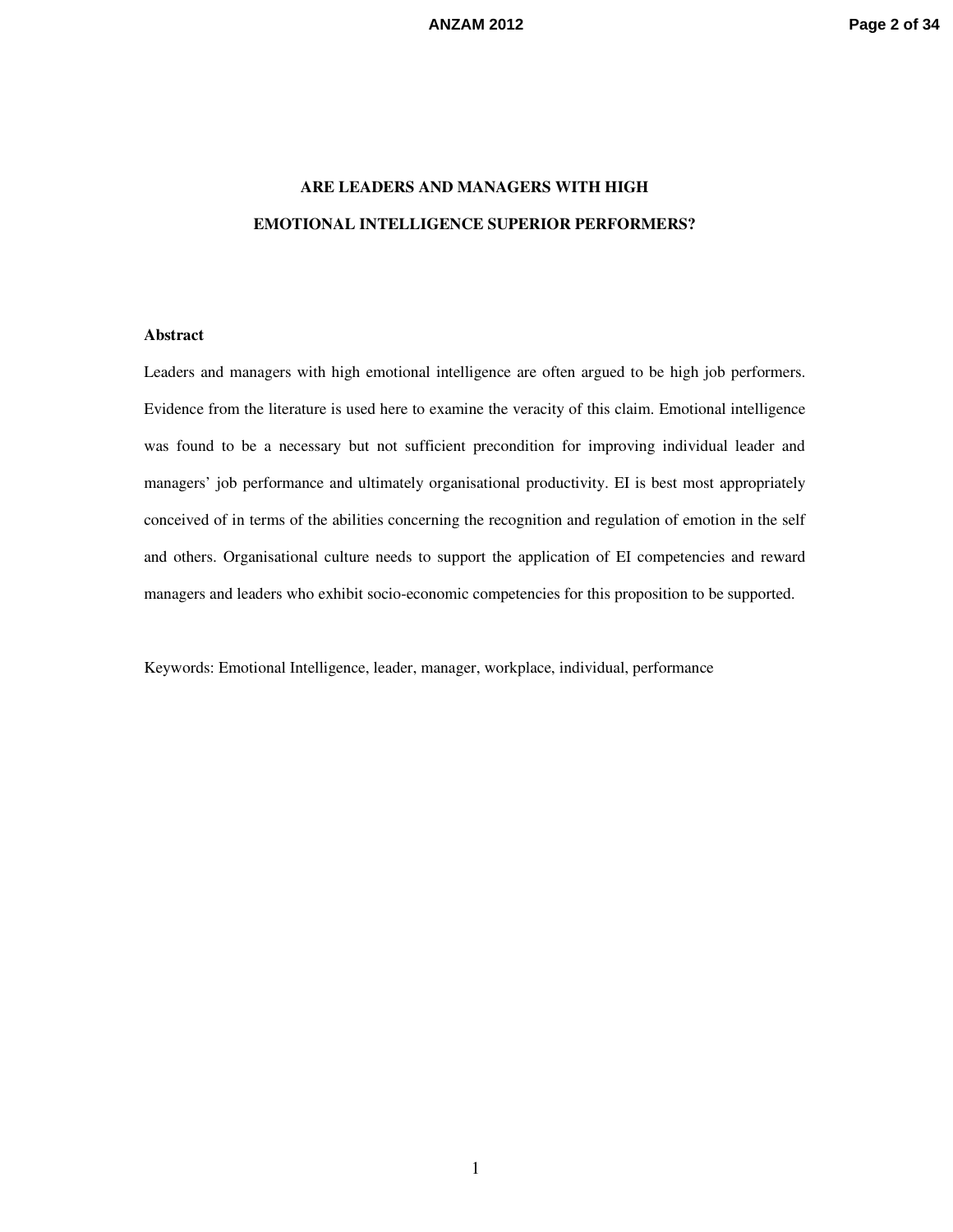# ARE LEADERS AND MANAGERS WITH HIGH EMOTIONAL INTELLIGENCE SUPERIOR PERFORMERS?

**Abstract**

Leaders and managers with high emotional intelligence are often argued to be high job performers. Evidence from the literature is used here to examine the veracity of this claim. Emotional intelligence was found to be a necessary but not sufficient precondition for improving individual leader and managers' job performance and ultimately organisational productivity. EI is best most appropriately conceived of in terms of the abilities concerning the recognition and regulation of emotion in the self and others. Organisational culture needs to support the application of EI competencies and reward managers and leaders who exhibit socio-economic competencies for this proposition to be supported.

Keywords: Emotional Intelligence, leader, manager, workplace, individual, performance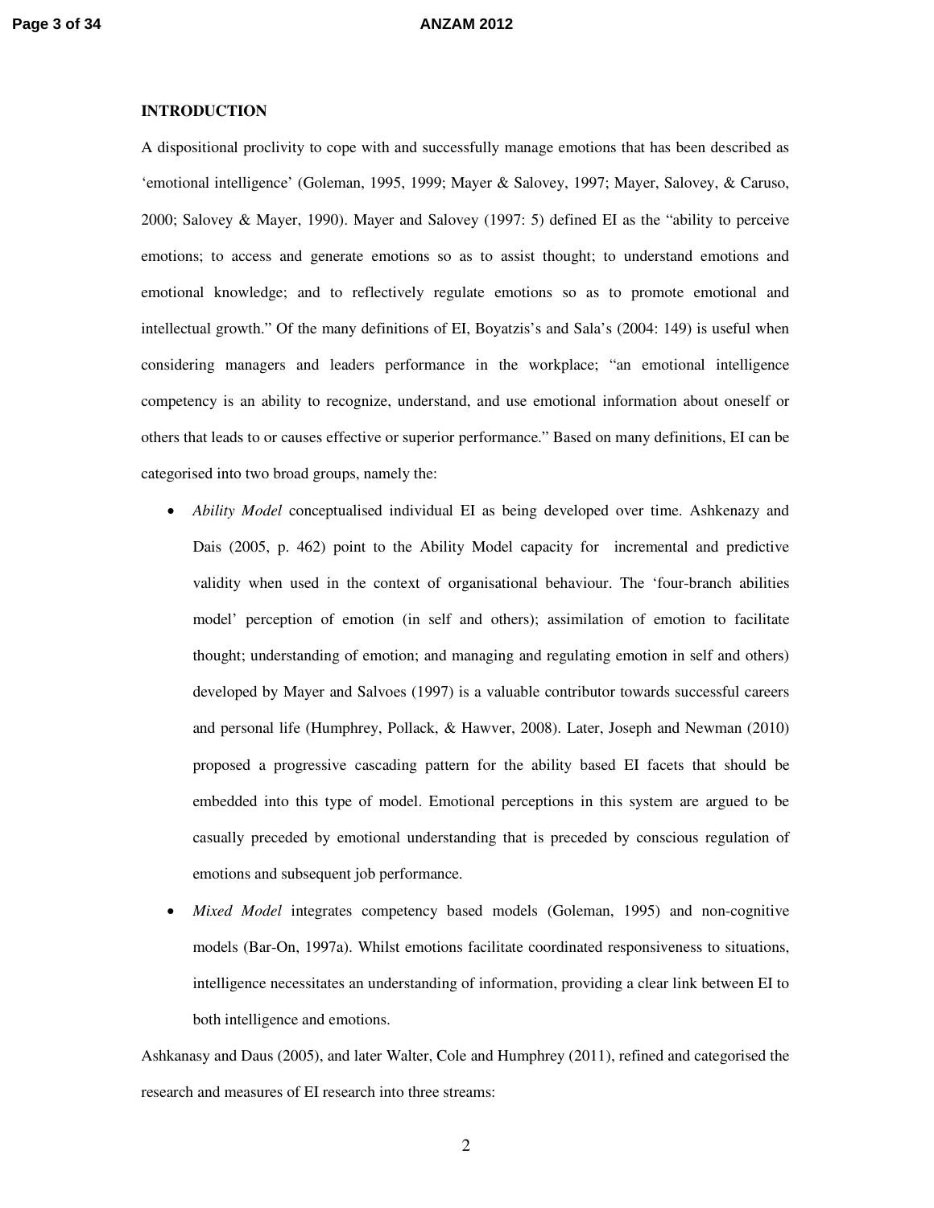**INTRODUCTION**

A dispositional proclivity to cope with and successfully manage emotions that has been described as 'emotional intelligence' (Goleman, 1995, 1999; Mayer & Salovey, 1997; Mayer, Salovey, & Caruso, 2000; Salovey & Mayer, 1990). Mayer and Salovey (1997: 5) defined EI as the "ability to perceive emotions; to access and generate emotions so as to assist thought; to understand emotions and emotional knowledge; and to reflectively regulate emotions so as to promote emotional and intellectual growth." Of the many definitions of EI, Boyatzis's and Sala's (2004: 149) is useful when considering managers and leaders performance in the workplace; "an emotional intelligence competency is an ability to recognize, understand, and use emotional information about oneself or others that leads to or causes effective or superior performance." Based on many definitions, EI can be categorised into two broad groups, namely the:

- *Ability Model* conceptualised individual EI as being developed over time. Ashkenazy and Dais (2005, p. 462) point to the Ability Model capacity for incremental and predictive validity when used in the context of organisational behaviour. The 'four-branch abilities model' perception of emotion (in self and others); assimilation of emotion to facilitate thought; understanding of emotion; and managing and regulating emotion in self and others) developed by Mayer and Salvoes (1997) is a valuable contributor towards successful careers and personal life (Humphrey, Pollack, & Hawver, 2008). Later, Joseph and Newman (2010) proposed a progressive cascading pattern for the ability based EI facets that should be embedded into this type of model. Emotional perceptions in this system are argued to be casually preceded by emotional understanding that is preceded by conscious regulation of emotions and subsequent job performance.
- *Mixed Model* integrates competency based models (Goleman, 1995) and non-cognitive models (Bar-On, 1997a). Whilst emotions facilitate coordinated responsiveness to situations, intelligence necessitates an understanding of information, providing a clear link between EI to both intelligence and emotions.

Ashkanasy and Daus (2005), and later Walter, Cole and Humphrey (2011), refined and categorised the research and measures of EI research into three streams: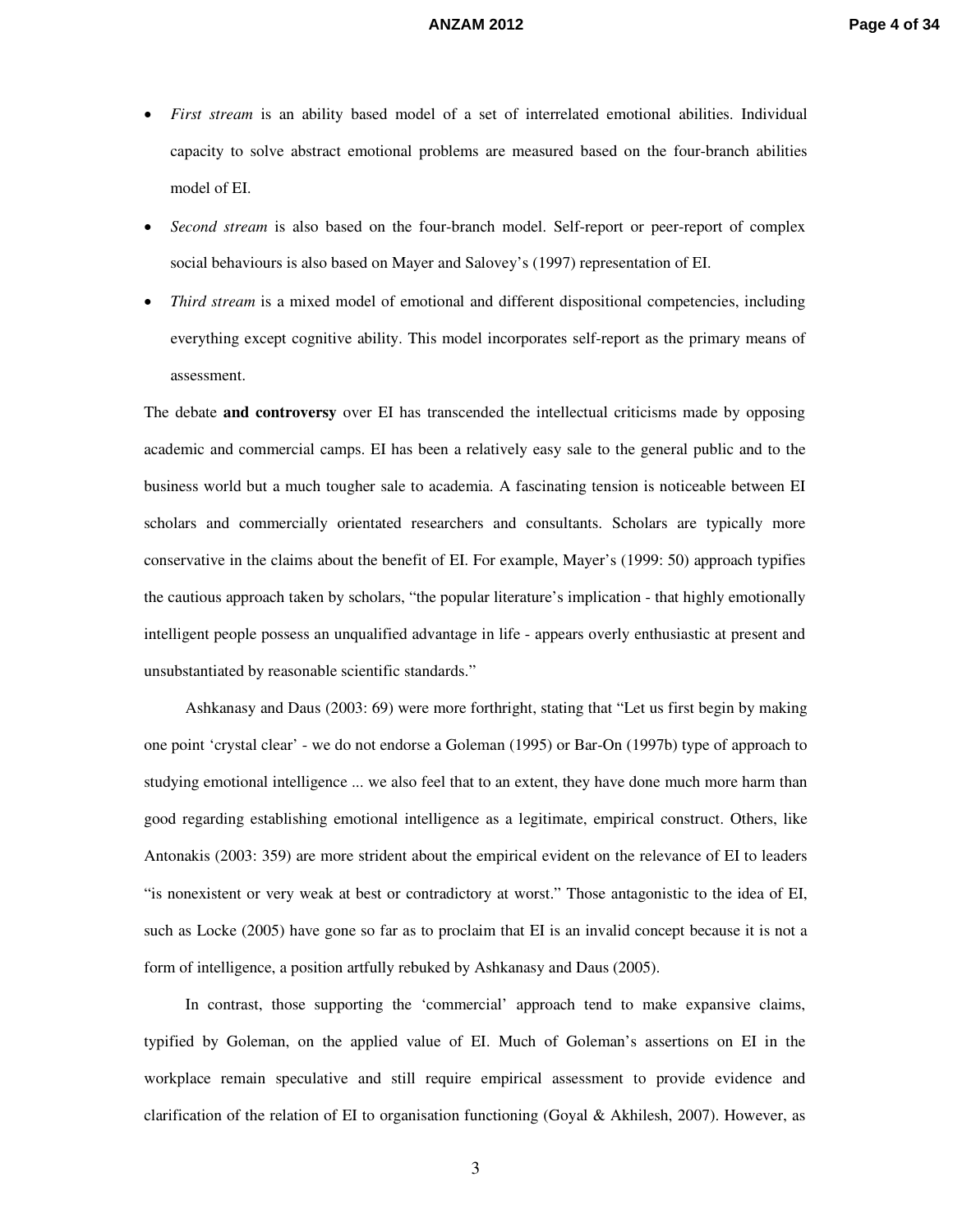- *First stream* is an ability based model of a set of interrelated emotional abilities. Individual capacity to solve abstract emotional problems are measured based on the four-branch abilities model of EI.
- *Second stream* is also based on the four-branch model. Self-report or peer-report of complex social behaviours is also based on Mayer and Salovey's (1997) representation of EI.
- *Third stream* is a mixed model of emotional and different dispositional competencies, including everything except cognitive ability. This model incorporates self-report as the primary means of assessment.

The debate **and controversy** over EI has transcended the intellectual criticisms made by opposing academic and commercial camps. EI has been a relatively easy sale to the general public and to the business world but a much tougher sale to academia. A fascinating tension is noticeable between EI scholars and commercially orientated researchers and consultants. Scholars are typically more conservative in the claims about the benefit of EI. For example, Mayer's (1999: 50) approach typifies the cautious approach taken by scholars, "the popular literature's implication - that highly emotionally intelligent people possess an unqualified advantage in life - appears overly enthusiastic at present and unsubstantiated by reasonable scientific standards."

Ashkanasy and Daus (2003: 69) were more forthright, stating that "Let us first begin by making one point 'crystal clear' - we do not endorse a Goleman (1995) or Bar-On (1997b) type of approach to studying emotional intelligence ... we also feel that to an extent, they have done much more harm than good regarding establishing emotional intelligence as a legitimate, empirical construct. Others, like Antonakis (2003: 359) are more strident about the empirical evident on the relevance of EI to leaders "is nonexistent or very weak at best or contradictory at worst." Those antagonistic to the idea of EI, such as Locke (2005) have gone so far as to proclaim that EI is an invalid concept because it is not a form of intelligence, a position artfully rebuked by Ashkanasy and Daus (2005).

In contrast, those supporting the 'commercial' approach tend to make expansive claims, typified by Goleman, on the applied value of EI. Much of Goleman's assertions on EI in the workplace remain speculative and still require empirical assessment to provide evidence and clarification of the relation of EI to organisation functioning (Goyal & Akhilesh, 2007). However, as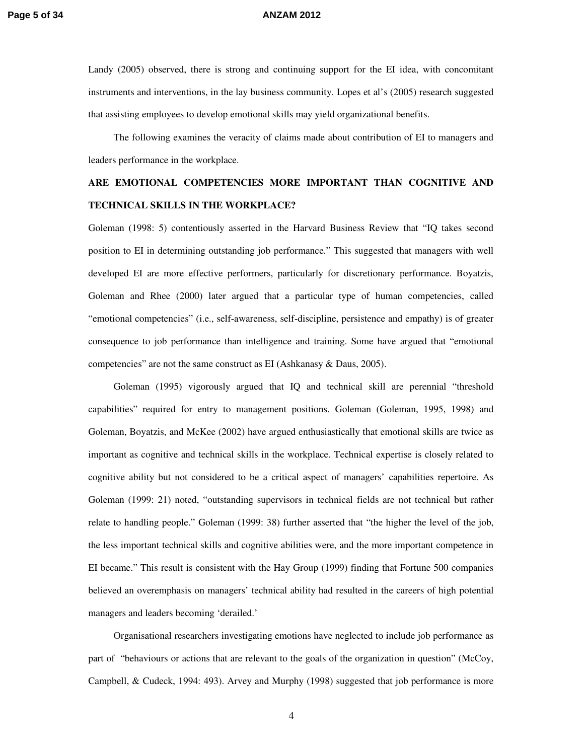Landy (2005) observed, there is strong and continuing support for the EI idea, with concomitant instruments and interventions, in the lay business community. Lopes et al's (2005) research suggested that assisting employees to develop emotional skills may yield organizational benefits.

The following examines the veracity of claims made about contribution of EI to managers and leaders performance in the workplace.

## ARE EMOTIONAL COMPETENCIES MORE IMPORTANT THAN COGNITIVE AND TECHNICAL SKILLS IN THE WORKPLACE?

Goleman (1998: 5) contentiously asserted in the Harvard Business Review that "IQ takes second position to EI in determining outstanding job performance." This suggested that managers with well developed EI are more effective performers, particularly for discretionary performance. Boyatzis, Goleman and Rhee (2000) later argued that a particular type of human competencies, called "emotional competencies" (i.e., self-awareness, self-discipline, persistence and empathy) is of greater consequence to job performance than intelligence and training. Some have argued that "emotional competencies" are not the same construct as EI (Ashkanasy & Daus, 2005).

Goleman (1995) vigorously argued that IQ and technical skill are perennial "threshold capabilities" required for entry to management positions. Goleman (Goleman, 1995, 1998) and Goleman, Boyatzis, and McKee (2002) have argued enthusiastically that emotional skills are twice as important as cognitive and technical skills in the workplace. Technical expertise is closely related to cognitive ability but not considered to be a critical aspect of managers' capabilities repertoire. As Goleman (1999: 21) noted, "outstanding supervisors in technical fields are not technical but rather relate to handling people." Goleman (1999: 38) further asserted that "the higher the level of the job, the less important technical skills and cognitive abilities were, and the more important competence in EI became." This result is consistent with the Hay Group (1999) finding that Fortune 500 companies believed an overemphasis on managers' technical ability had resulted in the careers of high potential managers and leaders becoming 'derailed.'

Organisational researchers investigating emotions have neglected to include job performance as part of "behaviours or actions that are relevant to the goals of the organization in question" (McCoy, Campbell, & Cudeck, 1994: 493). Arvey and Murphy (1998) suggested that job performance is more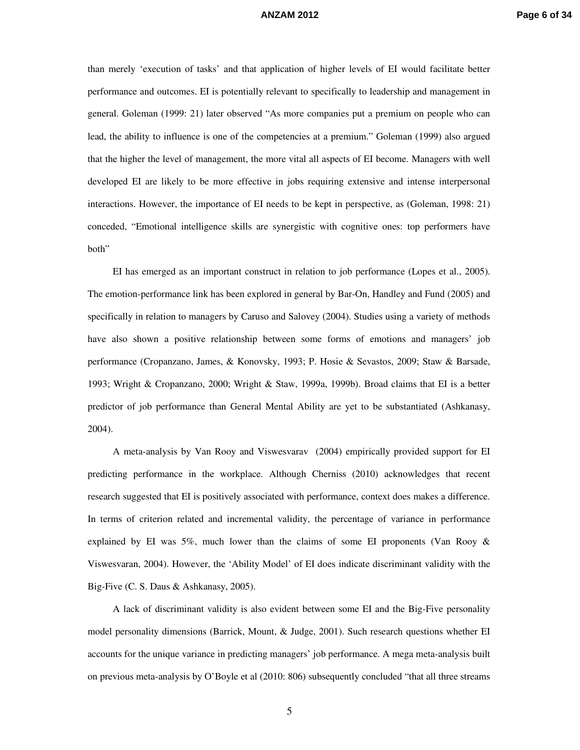than merely 'execution of tasks' and that application of higher levels of EI would facilitate better performance and outcomes. EI is potentially relevant to specifically to leadership and management in general. Goleman (1999: 21) later observed "As more companies put a premium on people who can lead, the ability to influence is one of the competencies at a premium." Goleman (1999) also argued that the higher the level of management, the more vital all aspects of EI become. Managers with well developed EI are likely to be more effective in jobs requiring extensive and intense interpersonal interactions. However, the importance of EI needs to be kept in perspective, as (Goleman, 1998: 21) conceded, "Emotional intelligence skills are synergistic with cognitive ones: top performers have both"

EI has emerged as an important construct in relation to job performance (Lopes et al., 2005). The emotion-performance link has been explored in general by Bar-On, Handley and Fund (2005) and specifically in relation to managers by Caruso and Salovey (2004). Studies using a variety of methods have also shown a positive relationship between some forms of emotions and managers' job performance (Cropanzano, James, & Konovsky, 1993; P. Hosie & Sevastos, 2009; Staw & Barsade, 1993; Wright & Cropanzano, 2000; Wright & Staw, 1999a, 1999b). Broad claims that EI is a better predictor of job performance than General Mental Ability are yet to be substantiated (Ashkanasy, 2004).

A meta-analysis by Van Rooy and Viswesvarav (2004) empirically provided support for EI predicting performance in the workplace. Although Cherniss (2010) acknowledges that recent research suggested that EI is positively associated with performance, context does makes a difference. In terms of criterion related and incremental validity, the percentage of variance in performance explained by EI was 5%, much lower than the claims of some EI proponents (Van Rooy & Viswesvaran, 2004). However, the 'Ability Model' of EI does indicate discriminant validity with the Big-Five (C. S. Daus & Ashkanasy, 2005).

A lack of discriminant validity is also evident between some EI and the Big-Five personality model personality dimensions (Barrick, Mount, & Judge, 2001). Such research questions whether EI accounts for the unique variance in predicting managers' job performance. A mega meta-analysis built on previous meta-analysis by O'Boyle et al (2010: 806) subsequently concluded "that all three streams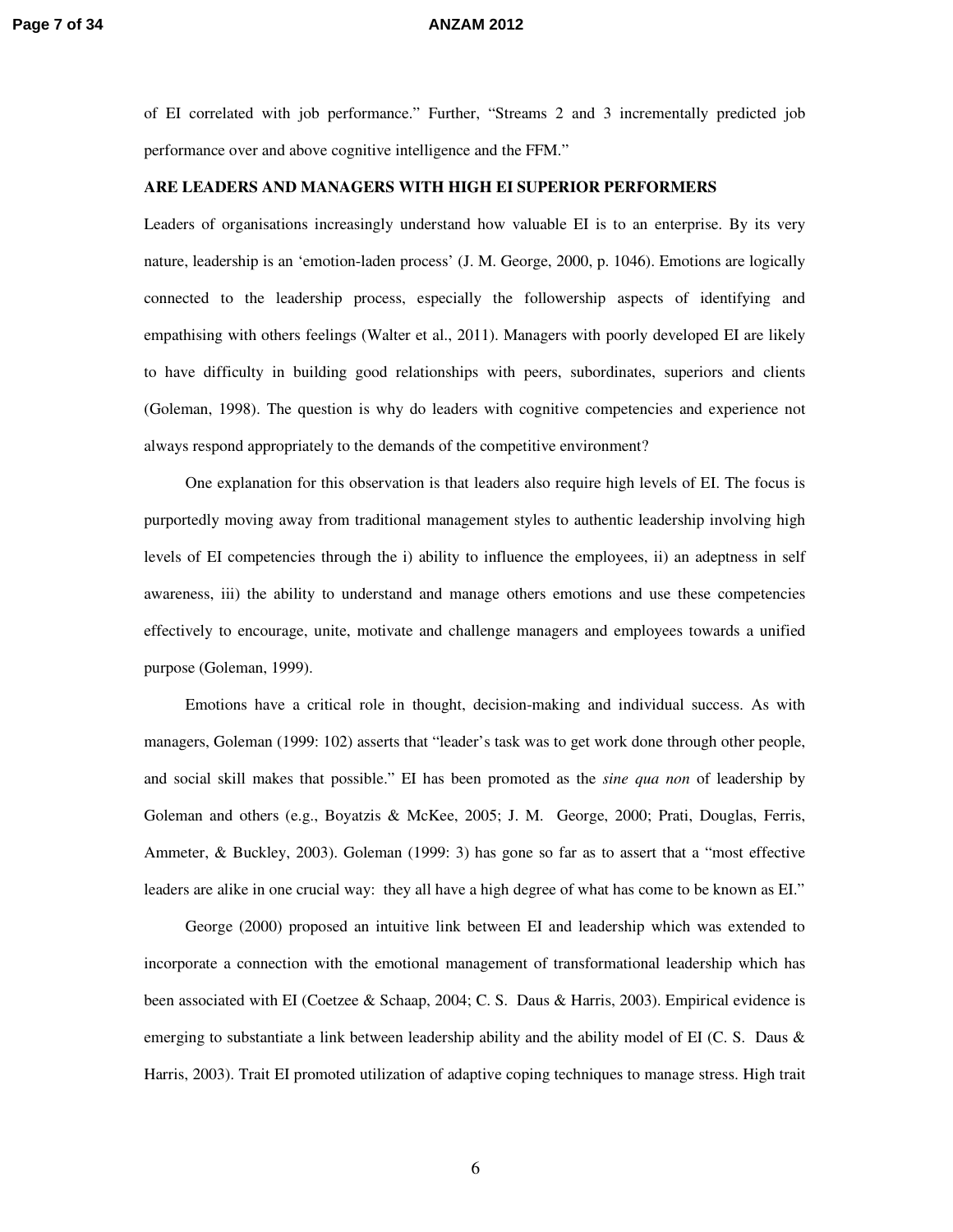of EI correlated with job performance." Further, "Streams 2 and 3 incrementally predicted job performance over and above cognitive intelligence and the FFM."

**ARE LEADERS AND MANAGERS WITH HIGH EI SUPERIOR PERFORMERS**

Leaders of organisations increasingly understand how valuable EI is to an enterprise. By its very nature, leadership is an 'emotion-laden process' (J. M. George, 2000, p. 1046). Emotions are logically connected to the leadership process, especially the followership aspects of identifying and empathising with others feelings (Walter et al., 2011). Managers with poorly developed EI are likely to have difficulty in building good relationships with peers, subordinates, superiors and clients (Goleman, 1998). The question is why do leaders with cognitive competencies and experience not always respond appropriately to the demands of the competitive environment?

One explanation for this observation is that leaders also require high levels of EI. The focus is purportedly moving away from traditional management styles to authentic leadership involving high levels of EI competencies through the i) ability to influence the employees, ii) an adeptness in self awareness, iii) the ability to understand and manage others emotions and use these competencies effectively to encourage, unite, motivate and challenge managers and employees towards a unified purpose (Goleman, 1999).

Emotions have a critical role in thought, decision-making and individual success. As with managers, Goleman (1999: 102) asserts that "leader's task was to get work done through other people, and social skill makes that possible." EI has been promoted as the *sine qua non* of leadership by Goleman and others (e.g., Boyatzis & McKee, 2005; J. M. George, 2000; Prati, Douglas, Ferris, Ammeter, & Buckley, 2003). Goleman (1999: 3) has gone so far as to assert that a "most effective leaders are alike in one crucial way: they all have a high degree of what has come to be known as EI."

George (2000) proposed an intuitive link between EI and leadership which was extended to incorporate a connection with the emotional management of transformational leadership which has been associated with EI (Coetzee & Schaap, 2004; C. S. Daus & Harris, 2003). Empirical evidence is emerging to substantiate a link between leadership ability and the ability model of EI (C. S. Daus & Harris, 2003). Trait EI promoted utilization of adaptive coping techniques to manage stress. High trait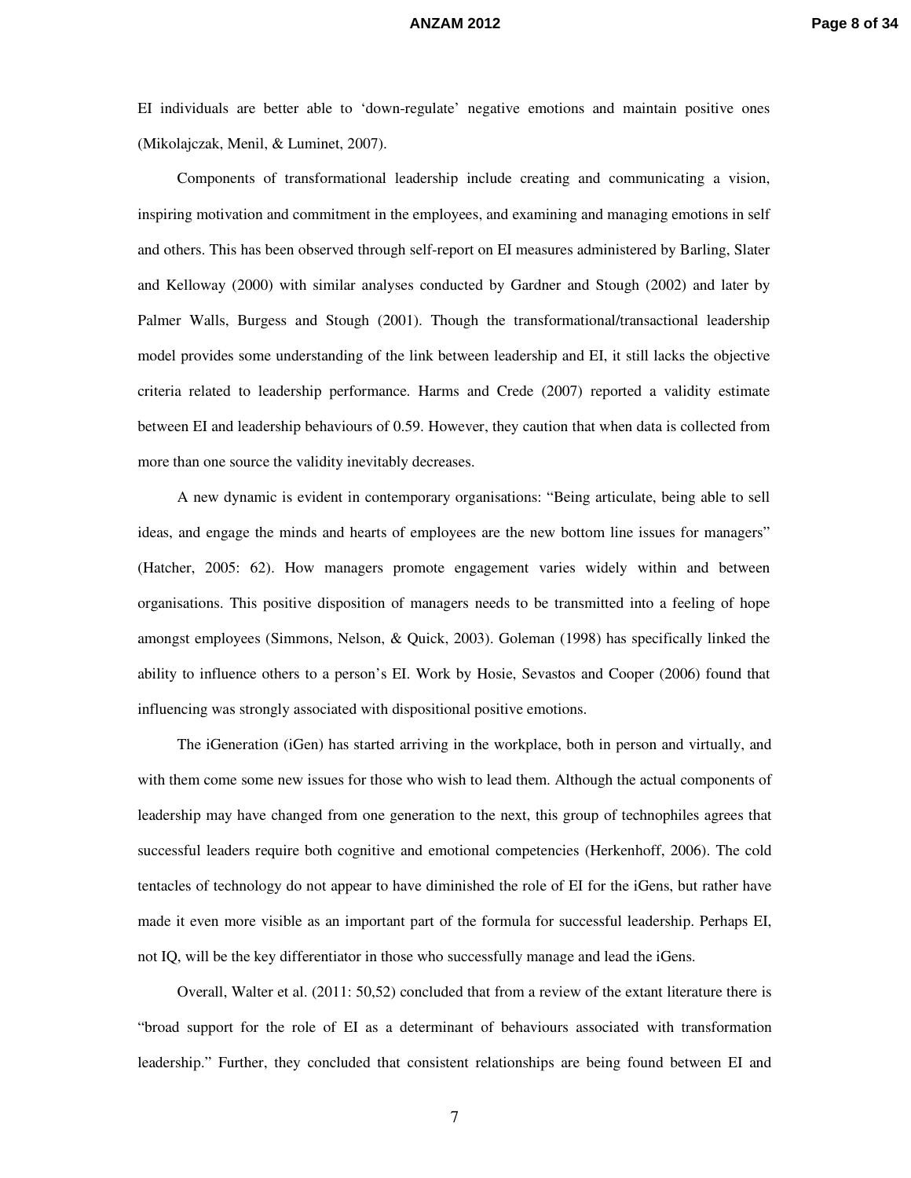EI individuals are better able to 'down-regulate' negative emotions and maintain positive ones (Mikolajczak, Menil, & Luminet, 2007).

Components of transformational leadership include creating and communicating a vision, inspiring motivation and commitment in the employees, and examining and managing emotions in self and others. This has been observed through self-report on EI measures administered by Barling, Slater and Kelloway (2000) with similar analyses conducted by Gardner and Stough (2002) and later by Palmer Walls, Burgess and Stough (2001). Though the transformational/transactional leadership model provides some understanding of the link between leadership and EI, it still lacks the objective criteria related to leadership performance. Harms and Crede (2007) reported a validity estimate between EI and leadership behaviours of 0.59. However, they caution that when data is collected from more than one source the validity inevitably decreases.

A new dynamic is evident in contemporary organisations: "Being articulate, being able to sell ideas, and engage the minds and hearts of employees are the new bottom line issues for managers" (Hatcher, 2005: 62). How managers promote engagement varies widely within and between organisations. This positive disposition of managers needs to be transmitted into a feeling of hope amongst employees (Simmons, Nelson, & Quick, 2003). Goleman (1998) has specifically linked the ability to influence others to a person's EI. Work by Hosie, Sevastos and Cooper (2006) found that influencing was strongly associated with dispositional positive emotions.

The iGeneration (iGen) has started arriving in the workplace, both in person and virtually, and with them come some new issues for those who wish to lead them. Although the actual components of leadership may have changed from one generation to the next, this group of technophiles agrees that successful leaders require both cognitive and emotional competencies (Herkenhoff, 2006). The cold tentacles of technology do not appear to have diminished the role of EI for the iGens, but rather have made it even more visible as an important part of the formula for successful leadership. Perhaps EI, not IQ, will be the key differentiator in those who successfully manage and lead the iGens.

Overall, Walter et al. (2011: 50,52) concluded that from a review of the extant literature there is "broad support for the role of EI as a determinant of behaviours associated with transformation leadership." Further, they concluded that consistent relationships are being found between EI and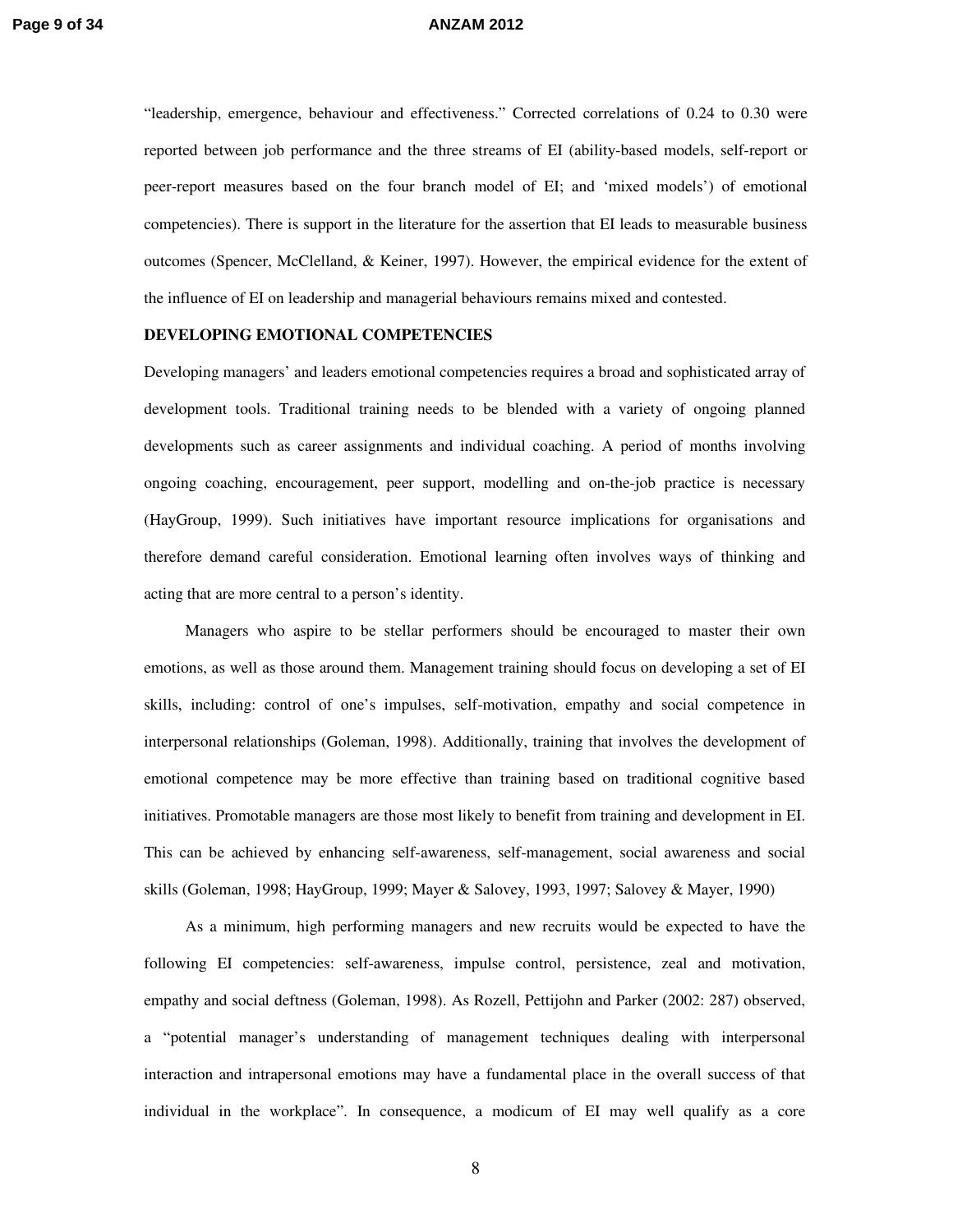"leadership, emergence, behaviour and effectiveness." Corrected correlations of 0.24 to 0.30 were reported between job performance and the three streams of EI (ability-based models, self-report or peer-report measures based on the four branch model of EI; and 'mixed models') of emotional competencies). There is support in the literature for the assertion that EI leads to measurable business outcomes (Spencer, McClelland, & Keiner, 1997). However, the empirical evidence for the extent of the influence of EI on leadership and managerial behaviours remains mixed and contested.

## DEVELOPING EMOTIONAL COMPETENCIES

Developing managers' and leaders emotional competencies requires a broad and sophisticated array of development tools. Traditional training needs to be blended with a variety of ongoing planned developments such as career assignments and individual coaching. A period of months involving ongoing coaching, encouragement, peer support, modelling and on-the-job practice is necessary (HayGroup, 1999). Such initiatives have important resource implications for organisations and therefore demand careful consideration. Emotional learning often involves ways of thinking and acting that are more central to a person's identity.

Managers who aspire to be stellar performers should be encouraged to master their own emotions, as well as those around them. Management training should focus on developing a set of EI skills, including: control of one's impulses, self-motivation, empathy and social competence in interpersonal relationships (Goleman, 1998). Additionally, training that involves the development of emotional competence may be more effective than training based on traditional cognitive based initiatives. Promotable managers are those most likely to benefit from training and development in EI. This can be achieved by enhancing self-awareness, self-management, social awareness and social skills (Goleman, 1998; HayGroup, 1999; Mayer & Salovey, 1993, 1997; Salovey & Mayer, 1990)

As a minimum, high performing managers and new recruits would be expected to have the following EI competencies: self-awareness, impulse control, persistence, zeal and motivation, empathy and social deftness (Goleman, 1998). As Rozell, Pettijohn and Parker (2002: 287) observed, a "potential manager's understanding of management techniques dealing with interpersonal interaction and intrapersonal emotions may have a fundamental place in the overall success of that individual in the workplace". In consequence, a modicum of EI may well qualify as a core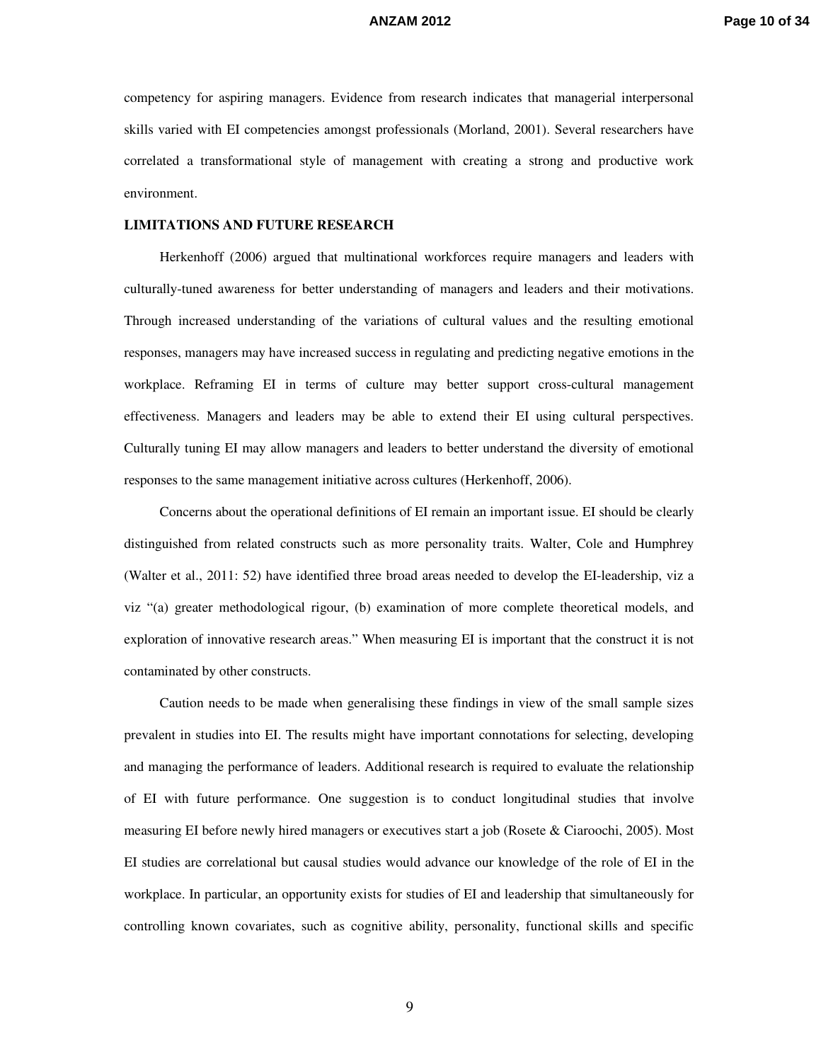competency for aspiring managers. Evidence from research indicates that managerial interpersonal skills varied with EI competencies amongst professionals (Morland, 2001). Several researchers have correlated a transformational style of management with creating a strong and productive work environment.

## LIMITATIONS AND FUTURE RESEARCH

Herkenhoff (2006) argued that multinational workforces require managers and leaders with culturally-tuned awareness for better understanding of managers and leaders and their motivations. Through increased understanding of the variations of cultural values and the resulting emotional responses, managers may have increased success in regulating and predicting negative emotions in the workplace. Reframing EI in terms of culture may better support cross-cultural management effectiveness. Managers and leaders may be able to extend their EI using cultural perspectives. Culturally tuning EI may allow managers and leaders to better understand the diversity of emotional responses to the same management initiative across cultures (Herkenhoff, 2006).

Concerns about the operational definitions of EI remain an important issue. EI should be clearly distinguished from related constructs such as more personality traits. Walter, Cole and Humphrey (Walter et al., 2011: 52) have identified three broad areas needed to develop the EI-leadership, viz a viz "(a) greater methodological rigour, (b) examination of more complete theoretical models, and exploration of innovative research areas." When measuring EI is important that the construct it is not contaminated by other constructs.

Caution needs to be made when generalising these findings in view of the small sample sizes prevalent in studies into EI. The results might have important connotations for selecting, developing and managing the performance of leaders. Additional research is required to evaluate the relationship of EI with future performance. One suggestion is to conduct longitudinal studies that involve measuring EI before newly hired managers or executives start a job (Rosete & Ciaroochi, 2005). Most EI studies are correlational but causal studies would advance our knowledge of the role of EI in the workplace. In particular, an opportunity exists for studies of EI and leadership that simultaneously for controlling known covariates, such as cognitive ability, personality, functional skills and specific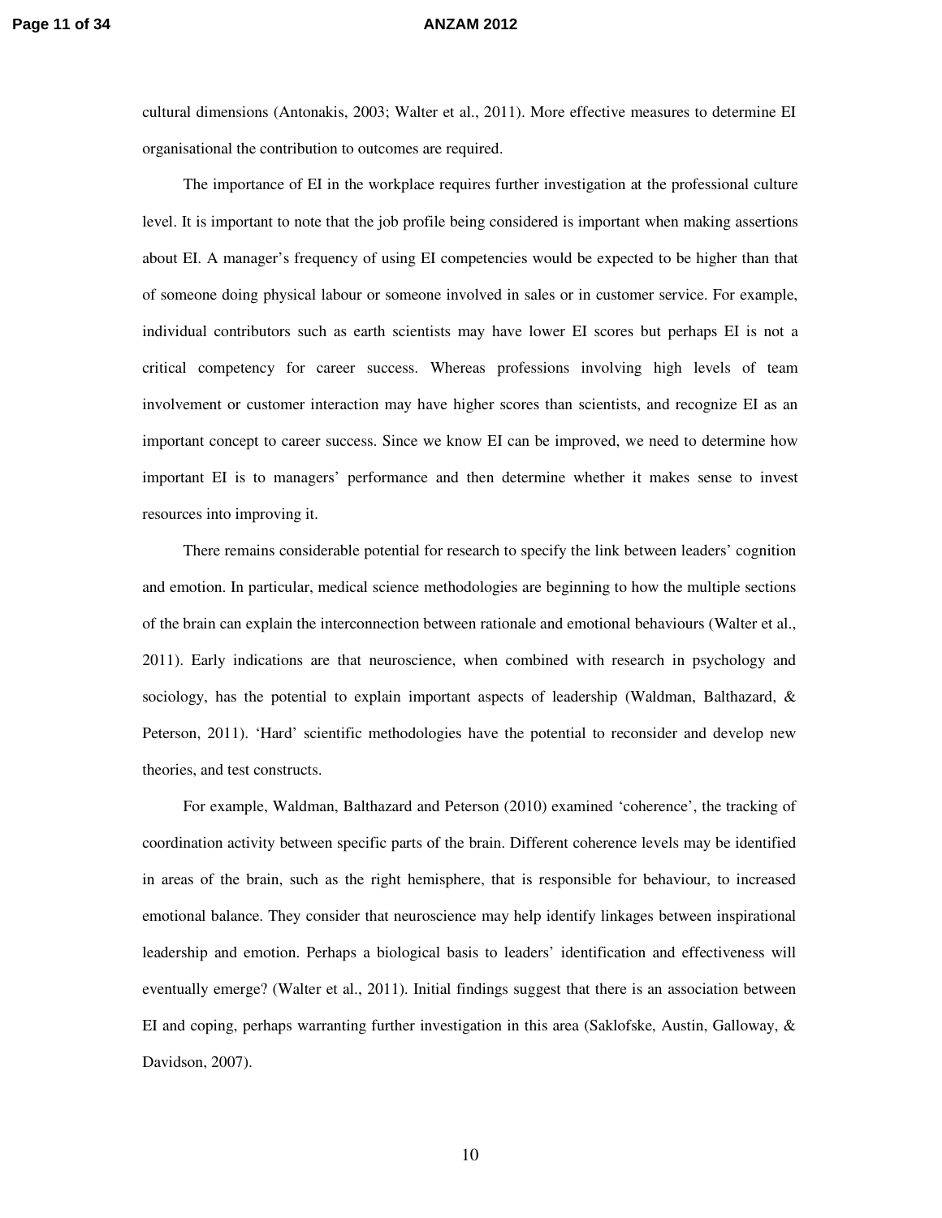cultural dimensions (Antonakis, 2003; Walter et al., 2011). More effective measures to determine EI organisational the contribution to outcomes are required.

The importance of EI in the workplace requires further investigation at the professional culture level. It is important to note that the job profile being considered is important when making assertions about EI. A manager's frequency of using EI competencies would be expected to be higher than that of someone doing physical labour or someone involved in sales or in customer service. For example, individual contributors such as earth scientists may have lower EI scores but perhaps EI is not a critical competency for career success. Whereas professions involving high levels of team involvement or customer interaction may have higher scores than scientists, and recognize EI as an important concept to career success. Since we know EI can be improved, we need to determine how important EI is to managers' performance and then determine whether it makes sense to invest resources into improving it.

There remains considerable potential for research to specify the link between leaders' cognition and emotion. In particular, medical science methodologies are beginning to how the multiple sections of the brain can explain the interconnection between rationale and emotional behaviours (Walter et al., 2011). Early indications are that neuroscience, when combined with research in psychology and sociology, has the potential to explain important aspects of leadership (Waldman, Balthazard, & Peterson, 2011). 'Hard' scientific methodologies have the potential to reconsider and develop new theories, and test constructs.

For example, Waldman, Balthazard and Peterson (2010) examined 'coherence', the tracking of coordination activity between specific parts of the brain. Different coherence levels may be identified in areas of the brain, such as the right hemisphere, that is responsible for behaviour, to increased emotional balance. They consider that neuroscience may help identify linkages between inspirational leadership and emotion. Perhaps a biological basis to leaders' identification and effectiveness will eventually emerge? (Walter et al., 2011). Initial findings suggest that there is an association between EI and coping, perhaps warranting further investigation in this area (Saklofske, Austin, Galloway, & Davidson, 2007).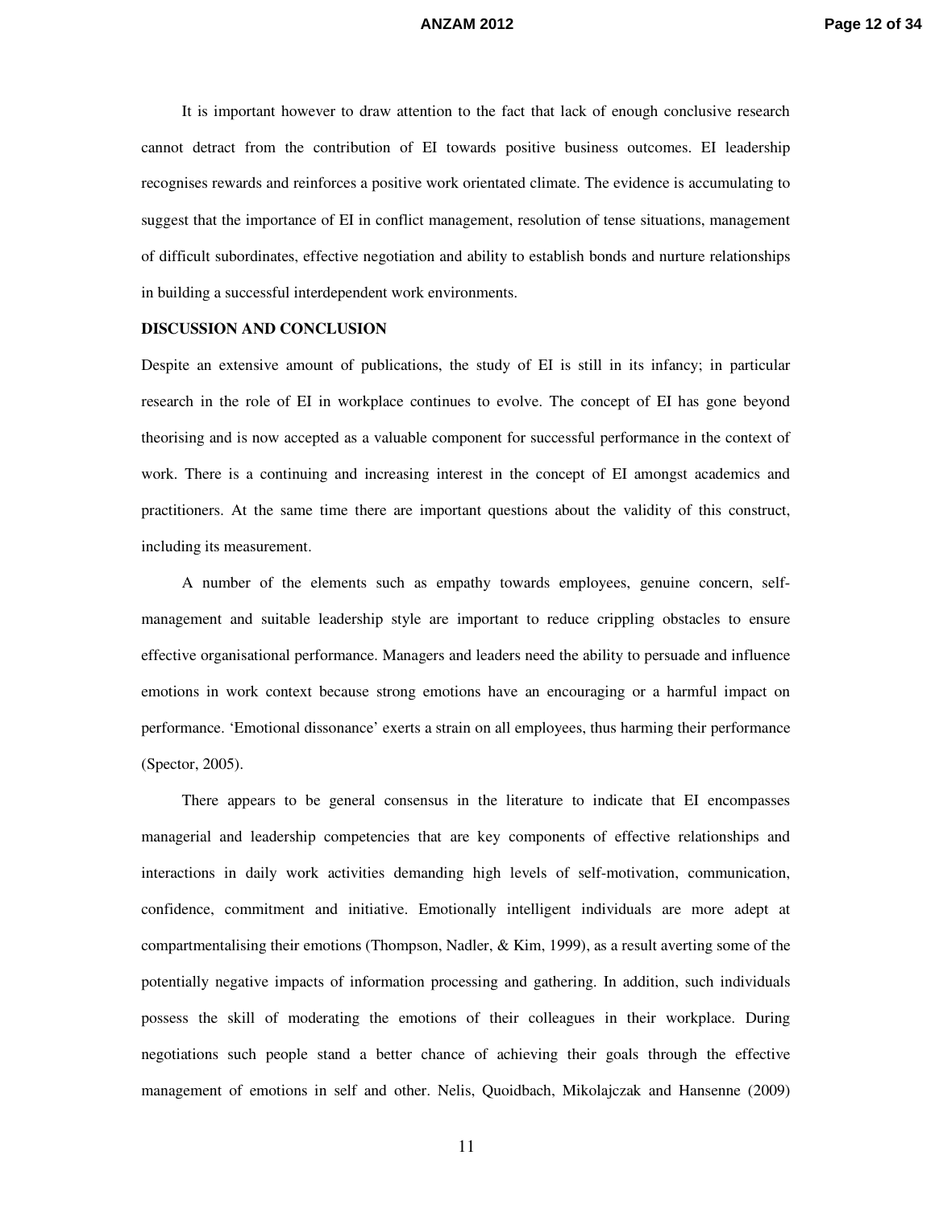It is important however to draw attention to the fact that lack of enough conclusive research cannot detract from the contribution of EI towards positive business outcomes. EI leadership recognises rewards and reinforces a positive work orientated climate. The evidence is accumulating to suggest that the importance of EI in conflict management, resolution of tense situations, management of difficult subordinates, effective negotiation and ability to establish bonds and nurture relationships in building a successful interdependent work environments.

**DISCUSSION AND CONCLUSION**

Despite an extensive amount of publications, the study of EI is still in its infancy; in particular research in the role of EI in workplace continues to evolve. The concept of EI has gone beyond theorising and is now accepted as a valuable component for successful performance in the context of work. There is a continuing and increasing interest in the concept of EI amongst academics and practitioners. At the same time there are important questions about the validity of this construct, including its measurement.

A number of the elements such as empathy towards employees, genuine concern, self-management and suitable leadership style are important to reduce crippling obstacles to ensure effective organisational performance. Managers and leaders need the ability to persuade and influence emotions in work context because strong emotions have an encouraging or a harmful impact on performance. 'Emotional dissonance' exerts a strain on all employees, thus harming their performance (Spector, 2005).

There appears to be general consensus in the literature to indicate that EI encompasses managerial and leadership competencies that are key components of effective relationships and interactions in daily work activities demanding high levels of self-motivation, communication, confidence, commitment and initiative. Emotionally intelligent individuals are more adept at compartmentalising their emotions (Thompson, Nadler, & Kim, 1999), as a result averting some of the potentially negative impacts of information processing and gathering. In addition, such individuals possess the skill of moderating the emotions of their colleagues in their workplace. During negotiations such people stand a better chance of achieving their goals through the effective management of emotions in self and other. Nelis, Quoidbach, Mikolajczak and Hansenne (2009)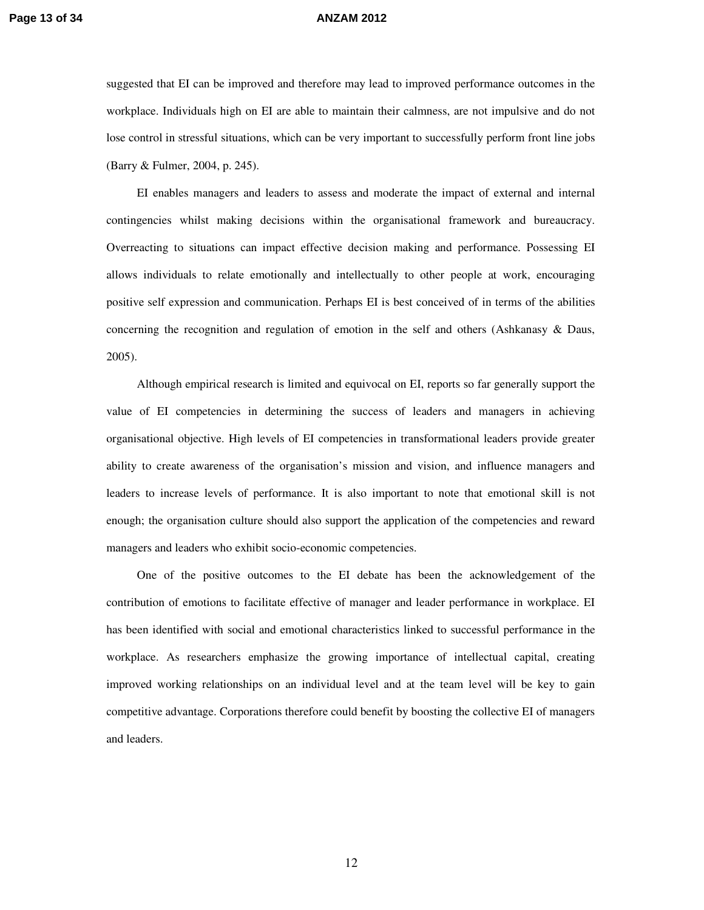suggested that EI can be improved and therefore may lead to improved performance outcomes in the workplace. Individuals high on EI are able to maintain their calmness, are not impulsive and do not lose control in stressful situations, which can be very important to successfully perform front line jobs (Barry & Fulmer, 2004, p. 245).

EI enables managers and leaders to assess and moderate the impact of external and internal contingencies whilst making decisions within the organisational framework and bureaucracy. Overreacting to situations can impact effective decision making and performance. Possessing EI allows individuals to relate emotionally and intellectually to other people at work, encouraging positive self expression and communication. Perhaps EI is best conceived of in terms of the abilities concerning the recognition and regulation of emotion in the self and others (Ashkanasy & Daus, 2005).

Although empirical research is limited and equivocal on EI, reports so far generally support the value of EI competencies in determining the success of leaders and managers in achieving organisational objective. High levels of EI competencies in transformational leaders provide greater ability to create awareness of the organisation's mission and vision, and influence managers and leaders to increase levels of performance. It is also important to note that emotional skill is not enough; the organisation culture should also support the application of the competencies and reward managers and leaders who exhibit socio-economic competencies.

One of the positive outcomes to the EI debate has been the acknowledgement of the contribution of emotions to facilitate effective of manager and leader performance in workplace. EI has been identified with social and emotional characteristics linked to successful performance in the workplace. As researchers emphasize the growing importance of intellectual capital, creating improved working relationships on an individual level and at the team level will be key to gain competitive advantage. Corporations therefore could benefit by boosting the collective EI of managers and leaders.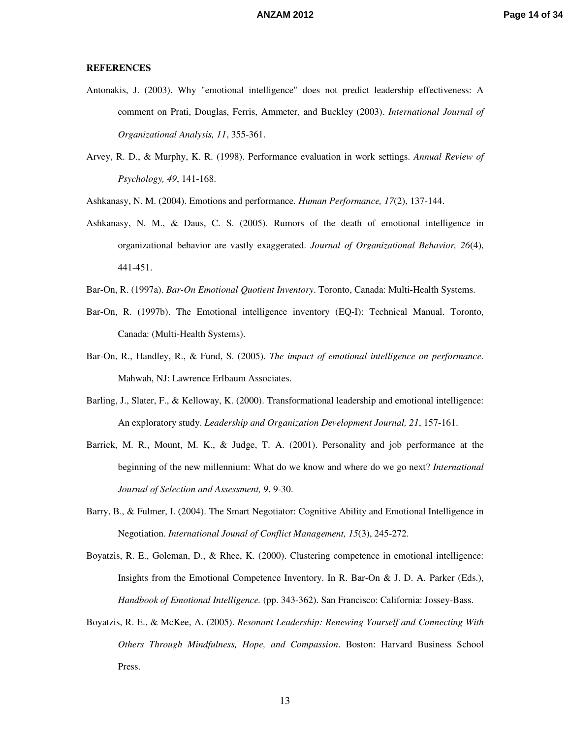**REFERENCES**

Antonakis, J. (2003). Why "emotional intelligence" does not predict leadership effectiveness: A comment on Prati, Douglas, Ferris, Ammeter, and Buckley (2003). *International Journal of Organizational Analysis, 11*, 355-361.

Arvey, R. D., & Murphy, K. R. (1998). Performance evaluation in work settings. *Annual Review of Psychology, 49*, 141-168.

Ashkanasy, N. M. (2004). Emotions and performance. *Human Performance, 17*(2), 137-144.

Ashkanasy, N. M., & Daus, C. S. (2005). Rumors of the death of emotional intelligence in organizational behavior are vastly exaggerated. *Journal of Organizational Behavior, 26*(4), 441-451.

Bar-On, R. (1997a). *Bar-On Emotional Quotient Inventory*. Toronto, Canada: Multi-Health Systems.

Bar-On, R. (1997b). The Emotional intelligence inventory (EQ-I): Technical Manual. Toronto, Canada: (Multi-Health Systems).

Bar-On, R., Handley, R., & Fund, S. (2005). *The impact of emotional intelligence on performance*. Mahwah, NJ: Lawrence Erlbaum Associates.

Barling, J., Slater, F., & Kelloway, K. (2000). Transformational leadership and emotional intelligence: An exploratory study. *Leadership and Organization Development Journal, 21*, 157-161.

Barrick, M. R., Mount, M. K., & Judge, T. A. (2001). Personality and job performance at the beginning of the new millennium: What do we know and where do we go next? *International Journal of Selection and Assessment, 9*, 9-30.

Barry, B., & Fulmer, I. (2004). The Smart Negotiator: Cognitive Ability and Emotional Intelligence in Negotiation. *International Jounal of Conflict Management, 15*(3), 245-272.

Boyatzis, R. E., Goleman, D., & Rhee, K. (2000). Clustering competence in emotional intelligence: Insights from the Emotional Competence Inventory. In R. Bar-On & J. D. A. Parker (Eds.), *Handbook of Emotional Intelligence.* (pp. 343-362). San Francisco: California: Jossey-Bass.

Boyatzis, R. E., & McKee, A. (2005). *Resonant Leadership: Renewing Yourself and Connecting With Others Through Mindfulness, Hope, and Compassion*. Boston: Harvard Business School Press.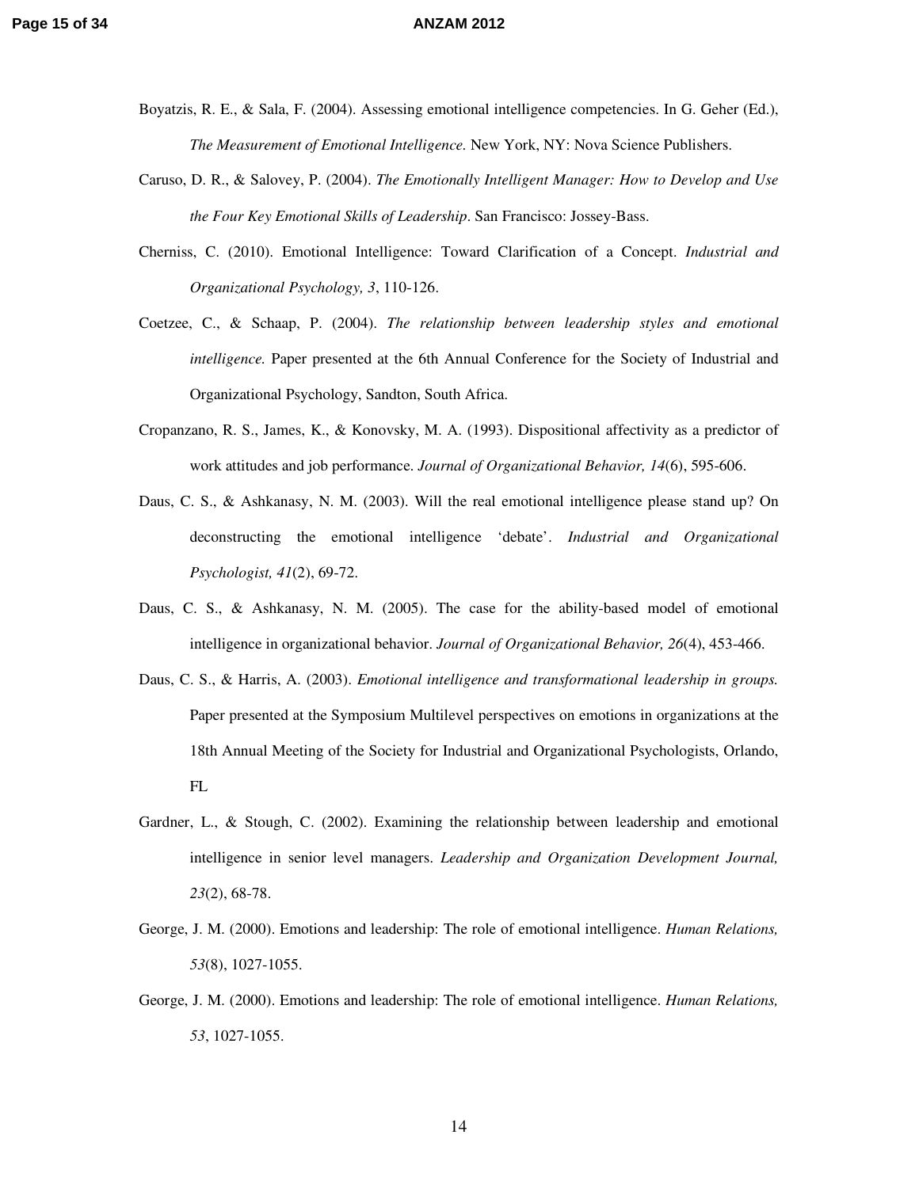Boyatzis, R. E., & Sala, F. (2004). Assessing emotional intelligence competencies. In G. Geher (Ed.), *The Measurement of Emotional Intelligence.* New York, NY: Nova Science Publishers.

Caruso, D. R., & Salovey, P. (2004). *The Emotionally Intelligent Manager: How to Develop and Use the Four Key Emotional Skills of Leadership*. San Francisco: Jossey-Bass.

Cherniss, C. (2010). Emotional Intelligence: Toward Clarification of a Concept. *Industrial and Organizational Psychology, 3*, 110-126.

Coetzee, C., & Schaap, P. (2004). *The relationship between leadership styles and emotional intelligence.* Paper presented at the 6th Annual Conference for the Society of Industrial and Organizational Psychology, Sandton, South Africa.

Cropanzano, R. S., James, K., & Konovsky, M. A. (1993). Dispositional affectivity as a predictor of work attitudes and job performance. *Journal of Organizational Behavior, 14*(6), 595-606.

Daus, C. S., & Ashkanasy, N. M. (2003). Will the real emotional intelligence please stand up? On deconstructing the emotional intelligence 'debate'. *Industrial and Organizational Psychologist, 41*(2), 69-72.

Daus, C. S., & Ashkanasy, N. M. (2005). The case for the ability-based model of emotional intelligence in organizational behavior. *Journal of Organizational Behavior, 26*(4), 453-466.

Daus, C. S., & Harris, A. (2003). *Emotional intelligence and transformational leadership in groups.* Paper presented at the Symposium Multilevel perspectives on emotions in organizations at the 18th Annual Meeting of the Society for Industrial and Organizational Psychologists, Orlando, FL

Gardner, L., & Stough, C. (2002). Examining the relationship between leadership and emotional intelligence in senior level managers. *Leadership and Organization Development Journal, 23*(2), 68-78.

George, J. M. (2000). Emotions and leadership: The role of emotional intelligence. *Human Relations, 53*(8), 1027-1055.

George, J. M. (2000). Emotions and leadership: The role of emotional intelligence. *Human Relations, 53*, 1027-1055.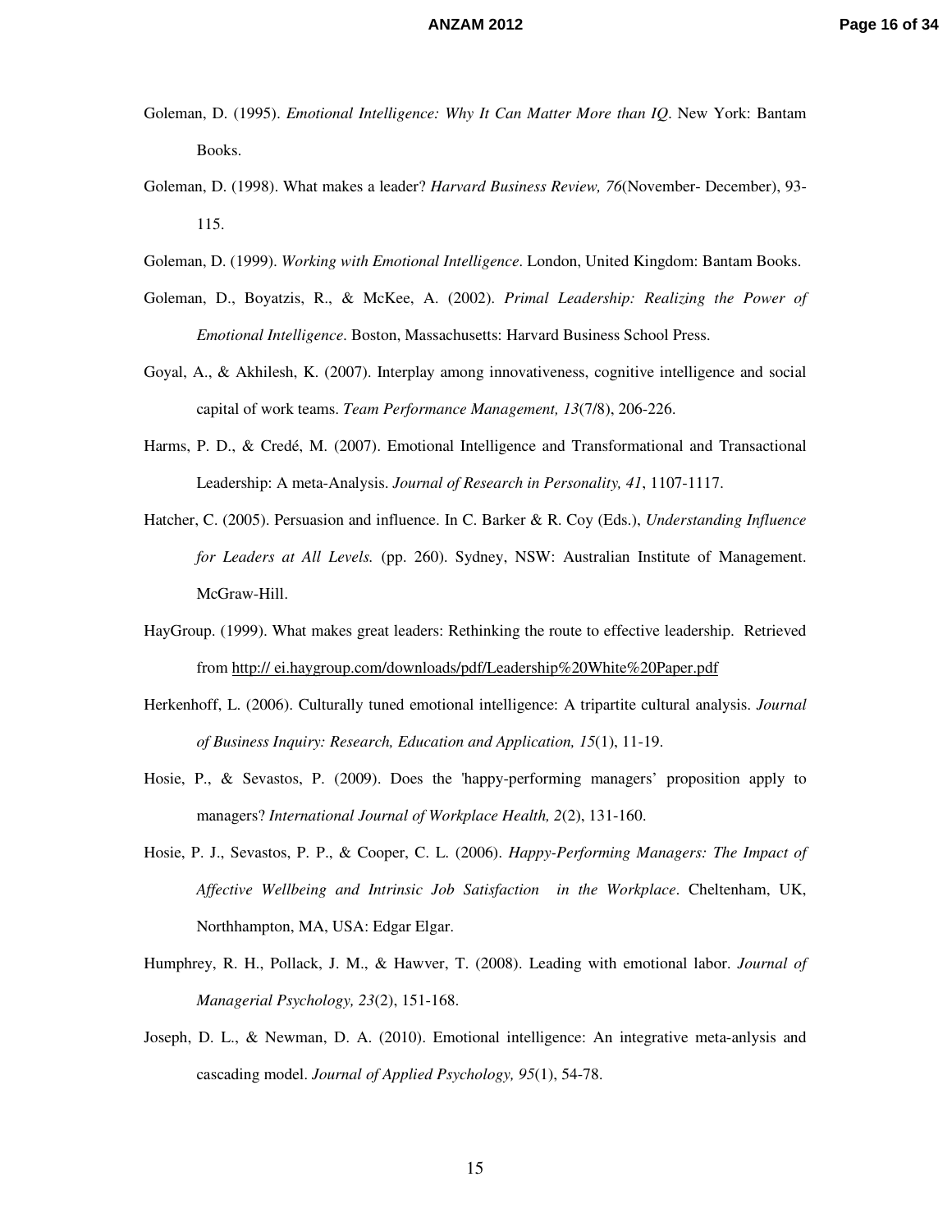Goleman, D. (1995). *Emotional Intelligence: Why It Can Matter More than IQ*. New York: Bantam Books.

Goleman, D. (1998). What makes a leader? *Harvard Business Review, 76*(November- December), 93-115.

Goleman, D. (1999). *Working with Emotional Intelligence*. London, United Kingdom: Bantam Books.

Goleman, D., Boyatzis, R., & McKee, A. (2002). *Primal Leadership: Realizing the Power of Emotional Intelligence*. Boston, Massachusetts: Harvard Business School Press.

Goyal, A., & Akhilesh, K. (2007). Interplay among innovativeness, cognitive intelligence and social capital of work teams. *Team Performance Management, 13*(7/8), 206-226.

Harms, P. D., & Credé, M. (2007). Emotional Intelligence and Transformational and Transactional Leadership: A meta-Analysis. *Journal of Research in Personality, 41*, 1107-1117.

Hatcher, C. (2005). Persuasion and influence. In C. Barker & R. Coy (Eds.), *Understanding Influence for Leaders at All Levels.* (pp. 260). Sydney, NSW: Australian Institute of Management. McGraw-Hill.

HayGroup. (1999). What makes great leaders: Rethinking the route to effective leadership. Retrieved from http:// ei.haygroup.com/downloads/pdf/Leadership%20White%20Paper.pdf

Herkenhoff, L. (2006). Culturally tuned emotional intelligence: A tripartite cultural analysis. *Journal of Business Inquiry: Research, Education and Application, 15*(1), 11-19.

Hosie, P., & Sevastos, P. (2009). Does the 'happy-performing managers' proposition apply to managers? *International Journal of Workplace Health, 2*(2), 131-160.

Hosie, P. J., Sevastos, P. P., & Cooper, C. L. (2006). *Happy-Performing Managers: The Impact of Affective Wellbeing and Intrinsic Job Satisfaction in the Workplace*. Cheltenham, UK, Northhampton, MA, USA: Edgar Elgar.

Humphrey, R. H., Pollack, J. M., & Hawver, T. (2008). Leading with emotional labor. *Journal of Managerial Psychology, 23*(2), 151-168.

Joseph, D. L., & Newman, D. A. (2010). Emotional intelligence: An integrative meta-anlysis and cascading model. *Journal of Applied Psychology, 95*(1), 54-78.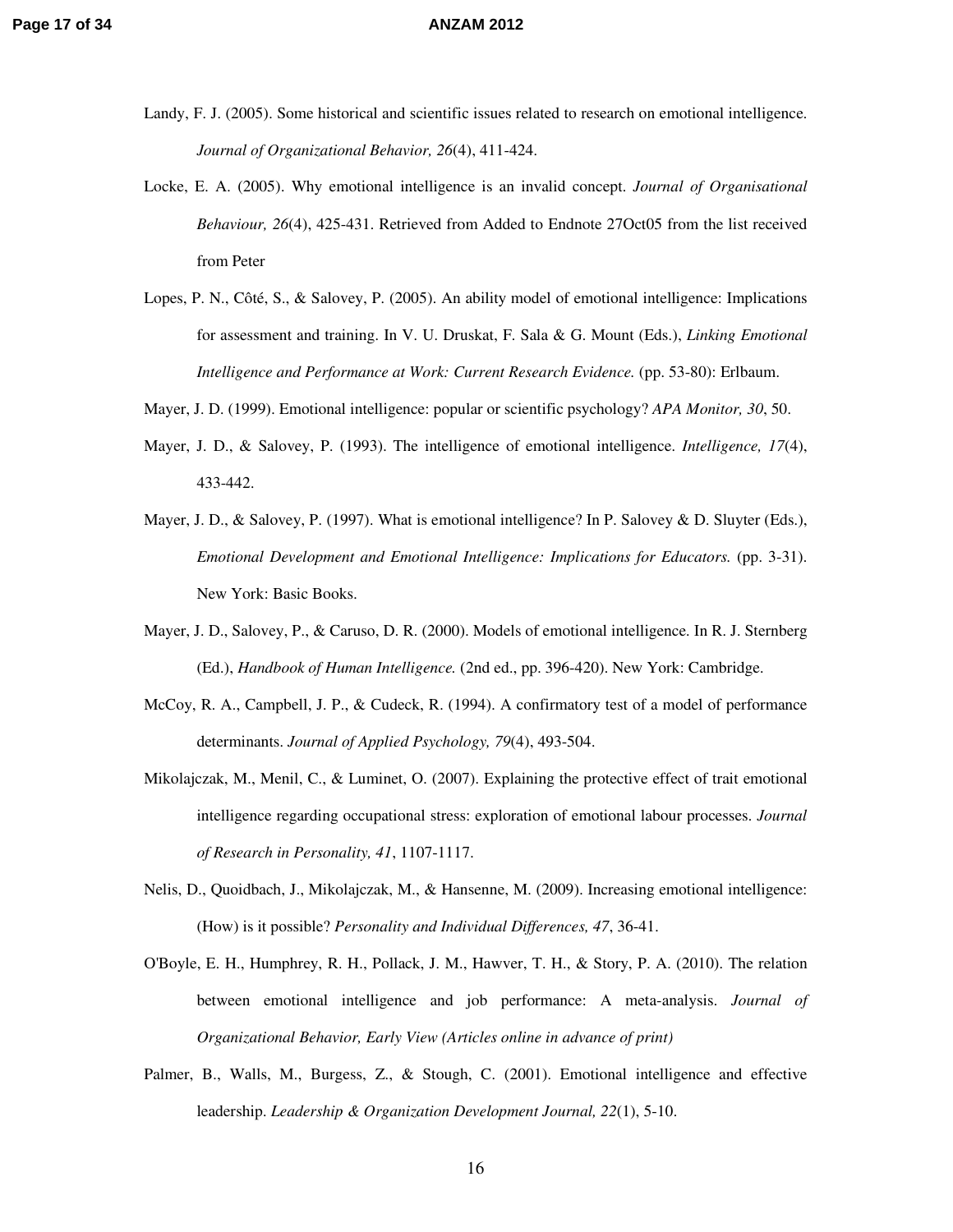Landy, F. J. (2005). Some historical and scientific issues related to research on emotional intelligence. *Journal of Organizational Behavior, 26*(4), 411-424.

Locke, E. A. (2005). Why emotional intelligence is an invalid concept. *Journal of Organisational Behaviour, 26*(4), 425-431. Retrieved from Added to Endnote 27Oct05 from the list received from Peter

Lopes, P. N., Côté, S., & Salovey, P. (2005). An ability model of emotional intelligence: Implications for assessment and training. In V. U. Druskat, F. Sala & G. Mount (Eds.), *Linking Emotional Intelligence and Performance at Work: Current Research Evidence.* (pp. 53-80): Erlbaum.

Mayer, J. D. (1999). Emotional intelligence: popular or scientific psychology? *APA Monitor, 30*, 50.

Mayer, J. D., & Salovey, P. (1993). The intelligence of emotional intelligence. *Intelligence, 17*(4), 433-442.

Mayer, J. D., & Salovey, P. (1997). What is emotional intelligence? In P. Salovey & D. Sluyter (Eds.), *Emotional Development and Emotional Intelligence: Implications for Educators.* (pp. 3-31). New York: Basic Books.

Mayer, J. D., Salovey, P., & Caruso, D. R. (2000). Models of emotional intelligence. In R. J. Sternberg (Ed.), *Handbook of Human Intelligence.* (2nd ed., pp. 396-420). New York: Cambridge.

McCoy, R. A., Campbell, J. P., & Cudeck, R. (1994). A confirmatory test of a model of performance determinants. *Journal of Applied Psychology, 79*(4), 493-504.

Mikolajczak, M., Menil, C., & Luminet, O. (2007). Explaining the protective effect of trait emotional intelligence regarding occupational stress: exploration of emotional labour processes. *Journal of Research in Personality, 41*, 1107-1117.

Nelis, D., Quoidbach, J., Mikolajczak, M., & Hansenne, M. (2009). Increasing emotional intelligence: (How) is it possible? *Personality and Individual Differences, 47*, 36-41.

O'Boyle, E. H., Humphrey, R. H., Pollack, J. M., Hawver, T. H., & Story, P. A. (2010). The relation between emotional intelligence and job performance: A meta-analysis. *Journal of Organizational Behavior, Early View (Articles online in advance of print)*

Palmer, B., Walls, M., Burgess, Z., & Stough, C. (2001). Emotional intelligence and effective leadership. *Leadership & Organization Development Journal, 22*(1), 5-10.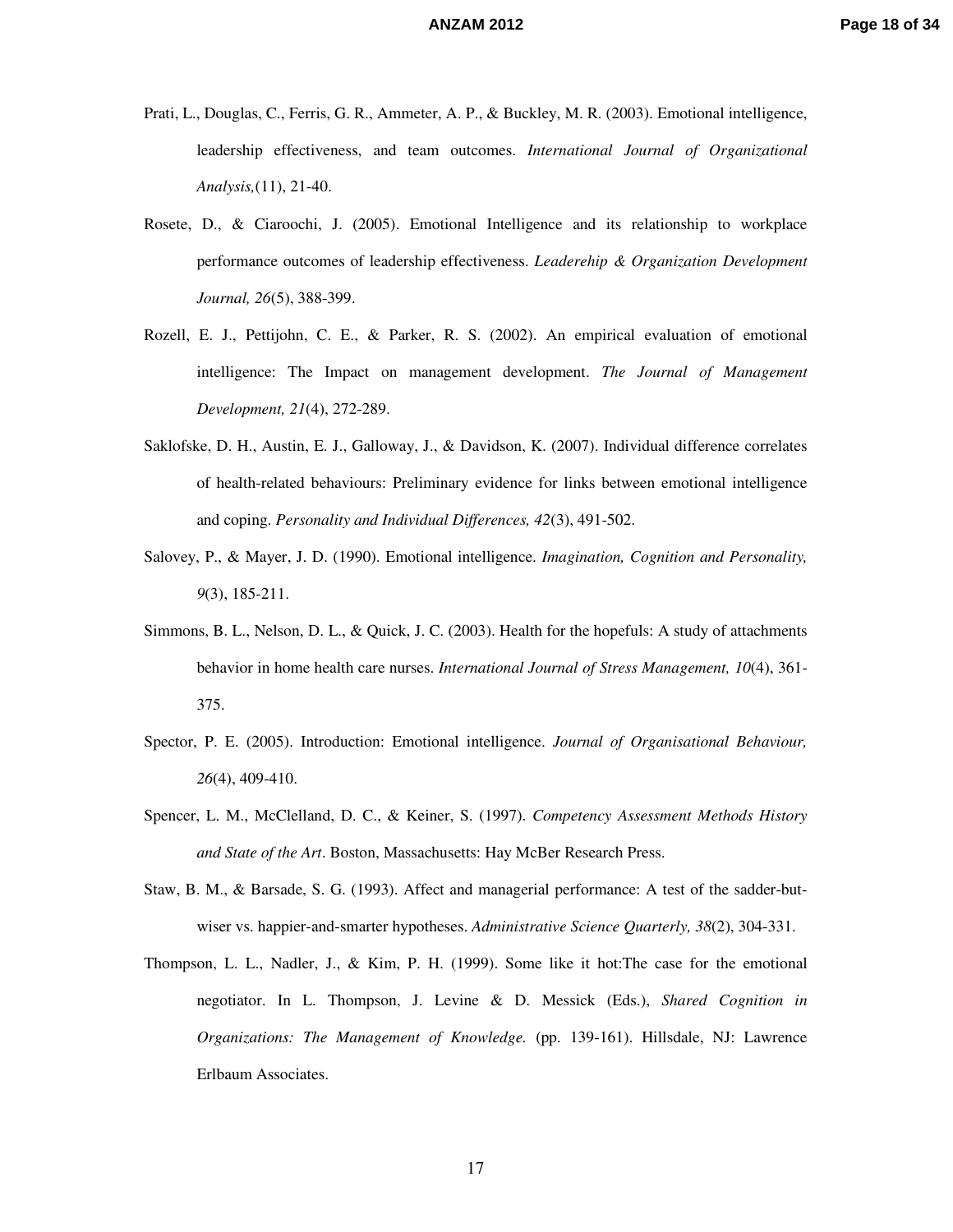Prati, L., Douglas, C., Ferris, G. R., Ammeter, A. P., & Buckley, M. R. (2003). Emotional intelligence, leadership effectiveness, and team outcomes. *International Journal of Organizational Analysis,*(11), 21-40.

Rosete, D., & Ciaroochi, J. (2005). Emotional Intelligence and its relationship to workplace performance outcomes of leadership effectiveness. *Leaderehip & Organization Development Journal, 26*(5), 388-399.

Rozell, E. J., Pettijohn, C. E., & Parker, R. S. (2002). An empirical evaluation of emotional intelligence: The Impact on management development. *The Journal of Management Development, 21*(4), 272-289.

Saklofske, D. H., Austin, E. J., Galloway, J., & Davidson, K. (2007). Individual difference correlates of health-related behaviours: Preliminary evidence for links between emotional intelligence and coping. *Personality and Individual Differences, 42*(3), 491-502.

Salovey, P., & Mayer, J. D. (1990). Emotional intelligence. *Imagination, Cognition and Personality, 9*(3), 185-211.

Simmons, B. L., Nelson, D. L., & Quick, J. C. (2003). Health for the hopefuls: A study of attachments behavior in home health care nurses. *International Journal of Stress Management, 10*(4), 361-375.

Spector, P. E. (2005). Introduction: Emotional intelligence. *Journal of Organisational Behaviour, 26*(4), 409-410.

Spencer, L. M., McClelland, D. C., & Keiner, S. (1997). *Competency Assessment Methods History and State of the Art*. Boston, Massachusetts: Hay McBer Research Press.

Staw, B. M., & Barsade, S. G. (1993). Affect and managerial performance: A test of the sadder-but-wiser vs. happier-and-smarter hypotheses. *Administrative Science Quarterly, 38*(2), 304-331.

Thompson, L. L., Nadler, J., & Kim, P. H. (1999). Some like it hot:The case for the emotional negotiator. In L. Thompson, J. Levine & D. Messick (Eds.), *Shared Cognition in Organizations: The Management of Knowledge.* (pp. 139-161). Hillsdale, NJ: Lawrence Erlbaum Associates.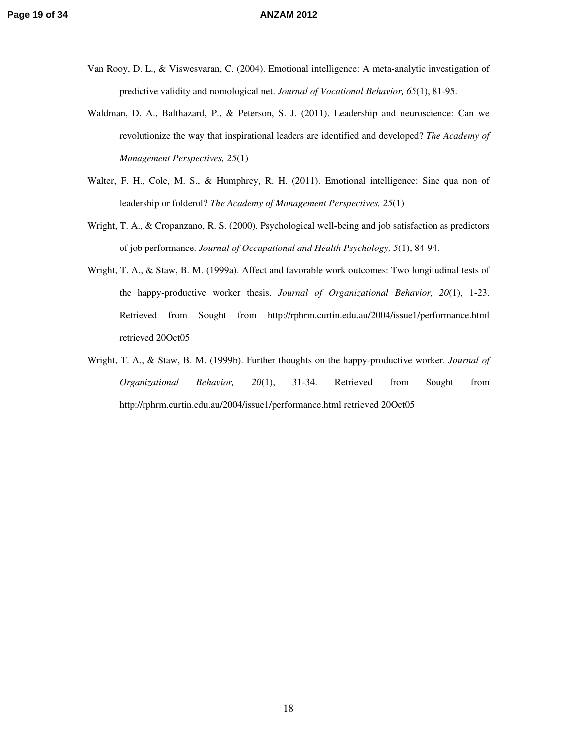Van Rooy, D. L., & Viswesvaran, C. (2004). Emotional intelligence: A meta-analytic investigation of predictive validity and nomological net. *Journal of Vocational Behavior, 65*(1), 81-95.

Waldman, D. A., Balthazard, P., & Peterson, S. J. (2011). Leadership and neuroscience: Can we revolutionize the way that inspirational leaders are identified and developed? *The Academy of Management Perspectives, 25*(1)

Walter, F. H., Cole, M. S., & Humphrey, R. H. (2011). Emotional intelligence: Sine qua non of leadership or folderol? *The Academy of Management Perspectives, 25*(1)

Wright, T. A., & Cropanzano, R. S. (2000). Psychological well-being and job satisfaction as predictors of job performance. *Journal of Occupational and Health Psychology, 5*(1), 84-94.

Wright, T. A., & Staw, B. M. (1999a). Affect and favorable work outcomes: Two longitudinal tests of the happy-productive worker thesis. *Journal of Organizational Behavior, 20*(1), 1-23. Retrieved from Sought from http://rphrm.curtin.edu.au/2004/issue1/performance.html retrieved 20Oct05

Wright, T. A., & Staw, B. M. (1999b). Further thoughts on the happy-productive worker. *Journal of Organizational Behavior, 20*(1), 31-34. Retrieved from Sought from http://rphrm.curtin.edu.au/2004/issue1/performance.html retrieved 20Oct05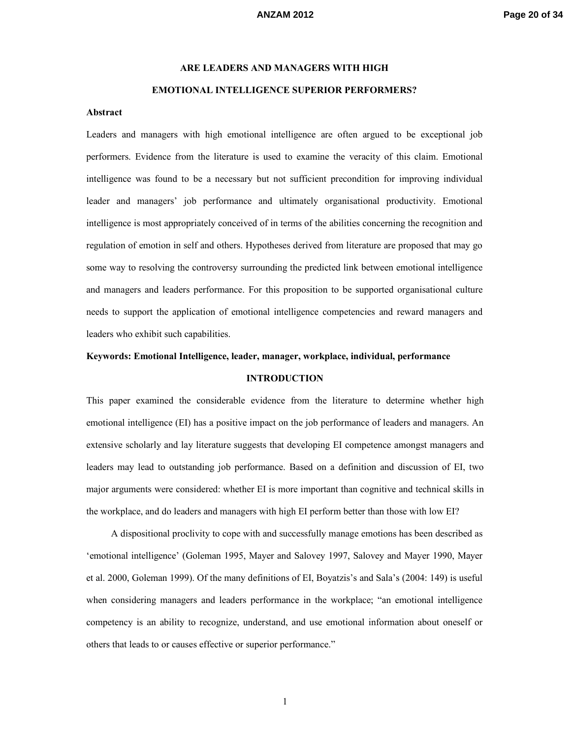# ARE LEADERS AND MANAGERS WITH HIGH EMOTIONAL INTELLIGENCE SUPERIOR PERFORMERS?

**Abstract**

Leaders and managers with high emotional intelligence are often argued to be exceptional job performers. Evidence from the literature is used to examine the veracity of this claim. Emotional intelligence was found to be a necessary but not sufficient precondition for improving individual leader and managers' job performance and ultimately organisational productivity. Emotional intelligence is most appropriately conceived of in terms of the abilities concerning the recognition and regulation of emotion in self and others. Hypotheses derived from literature are proposed that may go some way to resolving the controversy surrounding the predicted link between emotional intelligence and managers and leaders performance. For this proposition to be supported organisational culture needs to support the application of emotional intelligence competencies and reward managers and leaders who exhibit such capabilities.

**Keywords: Emotional Intelligence, leader, manager, workplace, individual, performance**

## INTRODUCTION

This paper examined the considerable evidence from the literature to determine whether high emotional intelligence (EI) has a positive impact on the job performance of leaders and managers. An extensive scholarly and lay literature suggests that developing EI competence amongst managers and leaders may lead to outstanding job performance. Based on a definition and discussion of EI, two major arguments were considered: whether EI is more important than cognitive and technical skills in the workplace, and do leaders and managers with high EI perform better than those with low EI?

A dispositional proclivity to cope with and successfully manage emotions has been described as 'emotional intelligence' (Goleman 1995, Mayer and Salovey 1997, Salovey and Mayer 1990, Mayer et al. 2000, Goleman 1999). Of the many definitions of EI, Boyatzis's and Sala's (2004: 149) is useful when considering managers and leaders performance in the workplace; "an emotional intelligence competency is an ability to recognize, understand, and use emotional information about oneself or others that leads to or causes effective or superior performance."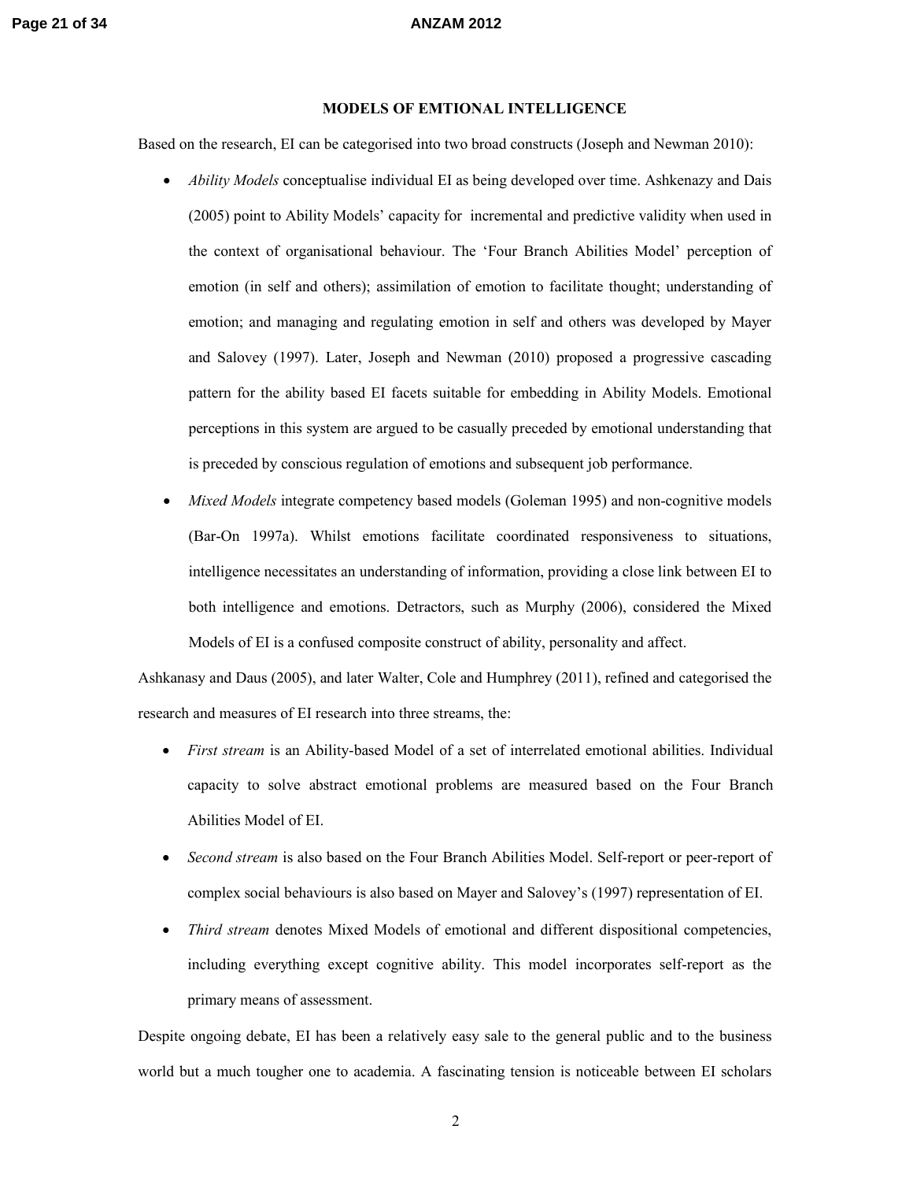## MODELS OF EMTIONAL INTELLIGENCE

Based on the research, EI can be categorised into two broad constructs (Joseph and Newman 2010):

- *Ability Models* conceptualise individual EI as being developed over time. Ashkenazy and Dais (2005) point to Ability Models' capacity for incremental and predictive validity when used in the context of organisational behaviour. The 'Four Branch Abilities Model' perception of emotion (in self and others); assimilation of emotion to facilitate thought; understanding of emotion; and managing and regulating emotion in self and others was developed by Mayer and Salovey (1997). Later, Joseph and Newman (2010) proposed a progressive cascading pattern for the ability based EI facets suitable for embedding in Ability Models. Emotional perceptions in this system are argued to be casually preceded by emotional understanding that is preceded by conscious regulation of emotions and subsequent job performance.
- *Mixed Models* integrate competency based models (Goleman 1995) and non-cognitive models (Bar-On 1997a). Whilst emotions facilitate coordinated responsiveness to situations, intelligence necessitates an understanding of information, providing a close link between EI to both intelligence and emotions. Detractors, such as Murphy (2006), considered the Mixed Models of EI is a confused composite construct of ability, personality and affect.

Ashkanasy and Daus (2005), and later Walter, Cole and Humphrey (2011), refined and categorised the research and measures of EI research into three streams, the:

- *First stream* is an Ability-based Model of a set of interrelated emotional abilities. Individual capacity to solve abstract emotional problems are measured based on the Four Branch Abilities Model of EI.
- *Second stream* is also based on the Four Branch Abilities Model. Self-report or peer-report of complex social behaviours is also based on Mayer and Salovey's (1997) representation of EI.
- *Third stream* denotes Mixed Models of emotional and different dispositional competencies, including everything except cognitive ability. This model incorporates self-report as the primary means of assessment.

Despite ongoing debate, EI has been a relatively easy sale to the general public and to the business world but a much tougher one to academia. A fascinating tension is noticeable between EI scholars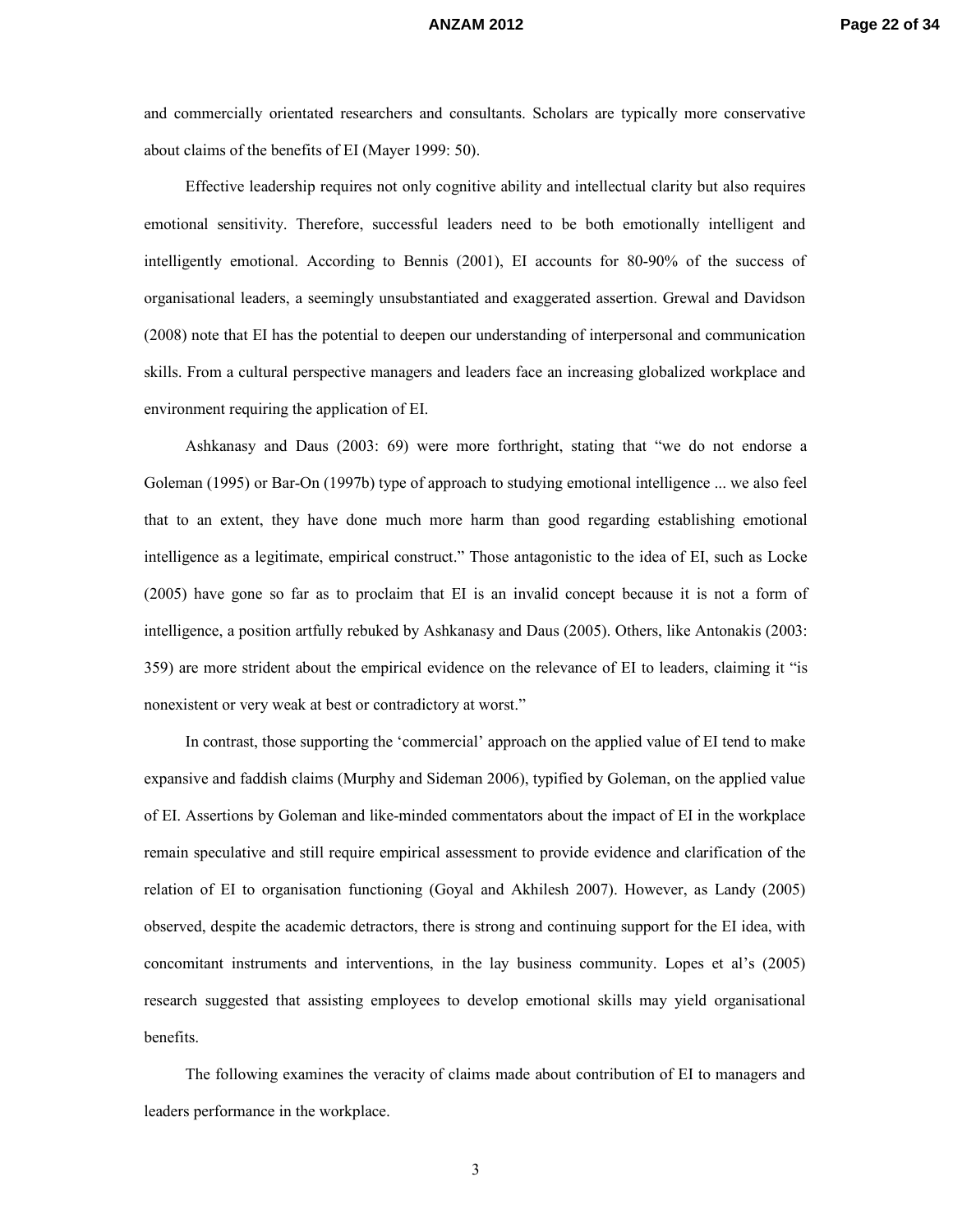and commercially orientated researchers and consultants. Scholars are typically more conservative about claims of the benefits of EI (Mayer 1999: 50).

Effective leadership requires not only cognitive ability and intellectual clarity but also requires emotional sensitivity. Therefore, successful leaders need to be both emotionally intelligent and intelligently emotional. According to Bennis (2001), EI accounts for 80-90% of the success of organisational leaders, a seemingly unsubstantiated and exaggerated assertion. Grewal and Davidson (2008) note that EI has the potential to deepen our understanding of interpersonal and communication skills. From a cultural perspective managers and leaders face an increasing globalized workplace and environment requiring the application of EI.

Ashkanasy and Daus (2003: 69) were more forthright, stating that "we do not endorse a Goleman (1995) or Bar-On (1997b) type of approach to studying emotional intelligence ... we also feel that to an extent, they have done much more harm than good regarding establishing emotional intelligence as a legitimate, empirical construct." Those antagonistic to the idea of EI, such as Locke (2005) have gone so far as to proclaim that EI is an invalid concept because it is not a form of intelligence, a position artfully rebuked by Ashkanasy and Daus (2005). Others, like Antonakis (2003: 359) are more strident about the empirical evidence on the relevance of EI to leaders, claiming it "is nonexistent or very weak at best or contradictory at worst."

In contrast, those supporting the 'commercial' approach on the applied value of EI tend to make expansive and faddish claims (Murphy and Sideman 2006), typified by Goleman, on the applied value of EI. Assertions by Goleman and like-minded commentators about the impact of EI in the workplace remain speculative and still require empirical assessment to provide evidence and clarification of the relation of EI to organisation functioning (Goyal and Akhilesh 2007). However, as Landy (2005) observed, despite the academic detractors, there is strong and continuing support for the EI idea, with concomitant instruments and interventions, in the lay business community. Lopes et al's (2005) research suggested that assisting employees to develop emotional skills may yield organisational benefits.

The following examines the veracity of claims made about contribution of EI to managers and leaders performance in the workplace.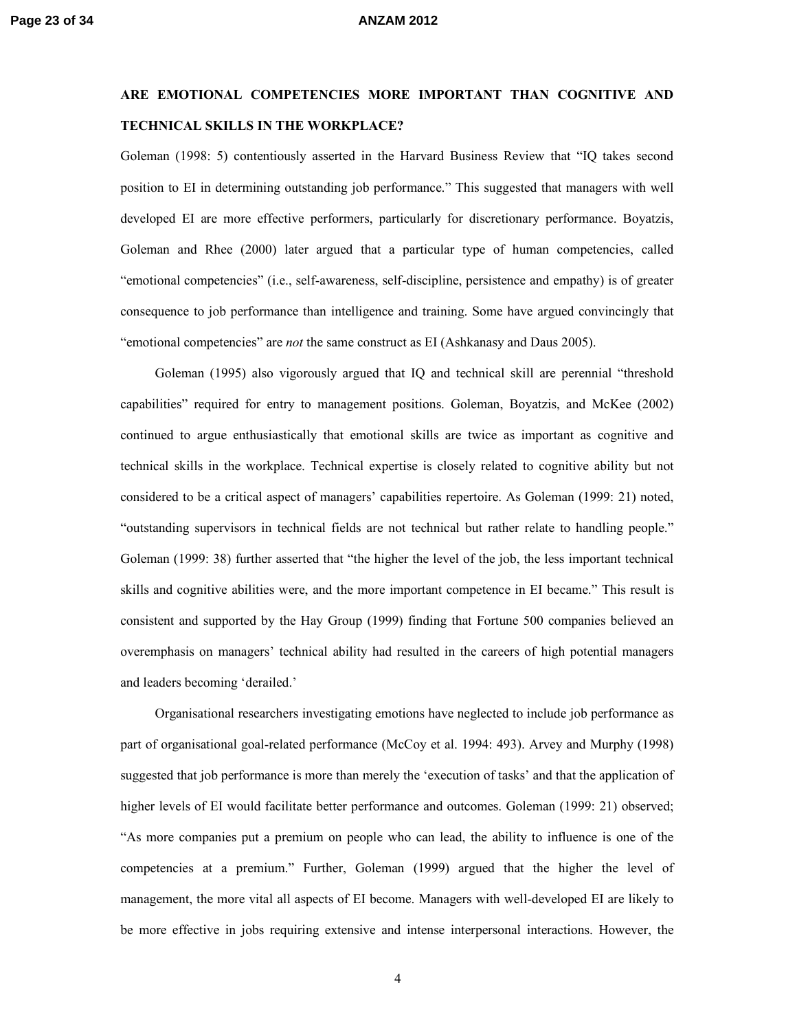## ARE EMOTIONAL COMPETENCIES MORE IMPORTANT THAN COGNITIVE AND TECHNICAL SKILLS IN THE WORKPLACE?

Goleman (1998: 5) contentiously asserted in the Harvard Business Review that "IQ takes second position to EI in determining outstanding job performance." This suggested that managers with well developed EI are more effective performers, particularly for discretionary performance. Boyatzis, Goleman and Rhee (2000) later argued that a particular type of human competencies, called "emotional competencies" (i.e., self-awareness, self-discipline, persistence and empathy) is of greater consequence to job performance than intelligence and training. Some have argued convincingly that "emotional competencies" are *not* the same construct as EI (Ashkanasy and Daus 2005).

Goleman (1995) also vigorously argued that IQ and technical skill are perennial "threshold capabilities" required for entry to management positions. Goleman, Boyatzis, and McKee (2002) continued to argue enthusiastically that emotional skills are twice as important as cognitive and technical skills in the workplace. Technical expertise is closely related to cognitive ability but not considered to be a critical aspect of managers' capabilities repertoire. As Goleman (1999: 21) noted, "outstanding supervisors in technical fields are not technical but rather relate to handling people." Goleman (1999: 38) further asserted that "the higher the level of the job, the less important technical skills and cognitive abilities were, and the more important competence in EI became." This result is consistent and supported by the Hay Group (1999) finding that Fortune 500 companies believed an overemphasis on managers' technical ability had resulted in the careers of high potential managers and leaders becoming 'derailed.'

Organisational researchers investigating emotions have neglected to include job performance as part of organisational goal-related performance (McCoy et al. 1994: 493). Arvey and Murphy (1998) suggested that job performance is more than merely the 'execution of tasks' and that the application of higher levels of EI would facilitate better performance and outcomes. Goleman (1999: 21) observed; "As more companies put a premium on people who can lead, the ability to influence is one of the competencies at a premium." Further, Goleman (1999) argued that the higher the level of management, the more vital all aspects of EI become. Managers with well-developed EI are likely to be more effective in jobs requiring extensive and intense interpersonal interactions. However, the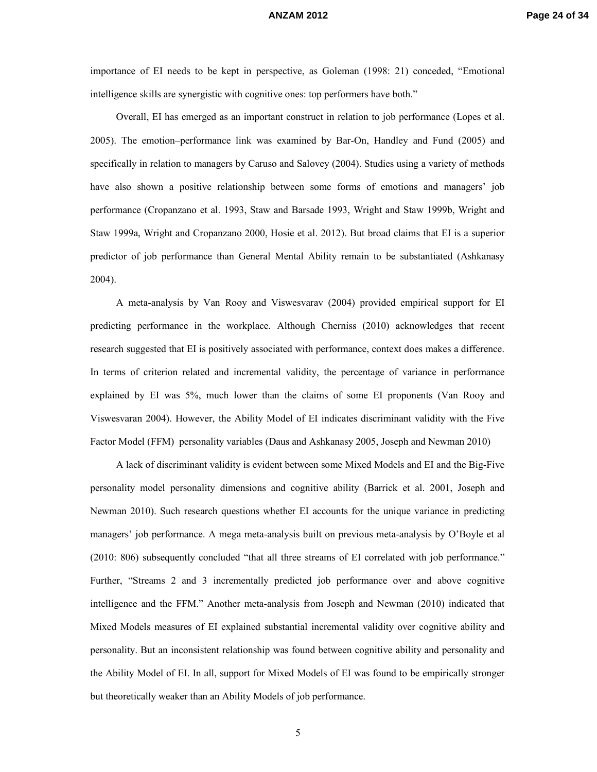importance of EI needs to be kept in perspective, as Goleman (1998: 21) conceded, "Emotional intelligence skills are synergistic with cognitive ones: top performers have both."

Overall, EI has emerged as an important construct in relation to job performance (Lopes et al. 2005). The emotion–performance link was examined by Bar-On, Handley and Fund (2005) and specifically in relation to managers by Caruso and Salovey (2004). Studies using a variety of methods have also shown a positive relationship between some forms of emotions and managers' job performance (Cropanzano et al. 1993, Staw and Barsade 1993, Wright and Staw 1999b, Wright and Staw 1999a, Wright and Cropanzano 2000, Hosie et al. 2012). But broad claims that EI is a superior predictor of job performance than General Mental Ability remain to be substantiated (Ashkanasy 2004).

A meta-analysis by Van Rooy and Viswesvarav (2004) provided empirical support for EI predicting performance in the workplace. Although Cherniss (2010) acknowledges that recent research suggested that EI is positively associated with performance, context does makes a difference. In terms of criterion related and incremental validity, the percentage of variance in performance explained by EI was 5%, much lower than the claims of some EI proponents (Van Rooy and Viswesvaran 2004). However, the Ability Model of EI indicates discriminant validity with the Five Factor Model (FFM) personality variables (Daus and Ashkanasy 2005, Joseph and Newman 2010)

A lack of discriminant validity is evident between some Mixed Models and EI and the Big-Five personality model personality dimensions and cognitive ability (Barrick et al. 2001, Joseph and Newman 2010). Such research questions whether EI accounts for the unique variance in predicting managers' job performance. A mega meta-analysis built on previous meta-analysis by O'Boyle et al (2010: 806) subsequently concluded "that all three streams of EI correlated with job performance." Further, "Streams 2 and 3 incrementally predicted job performance over and above cognitive intelligence and the FFM." Another meta-analysis from Joseph and Newman (2010) indicated that Mixed Models measures of EI explained substantial incremental validity over cognitive ability and personality. But an inconsistent relationship was found between cognitive ability and personality and the Ability Model of EI. In all, support for Mixed Models of EI was found to be empirically stronger but theoretically weaker than an Ability Models of job performance.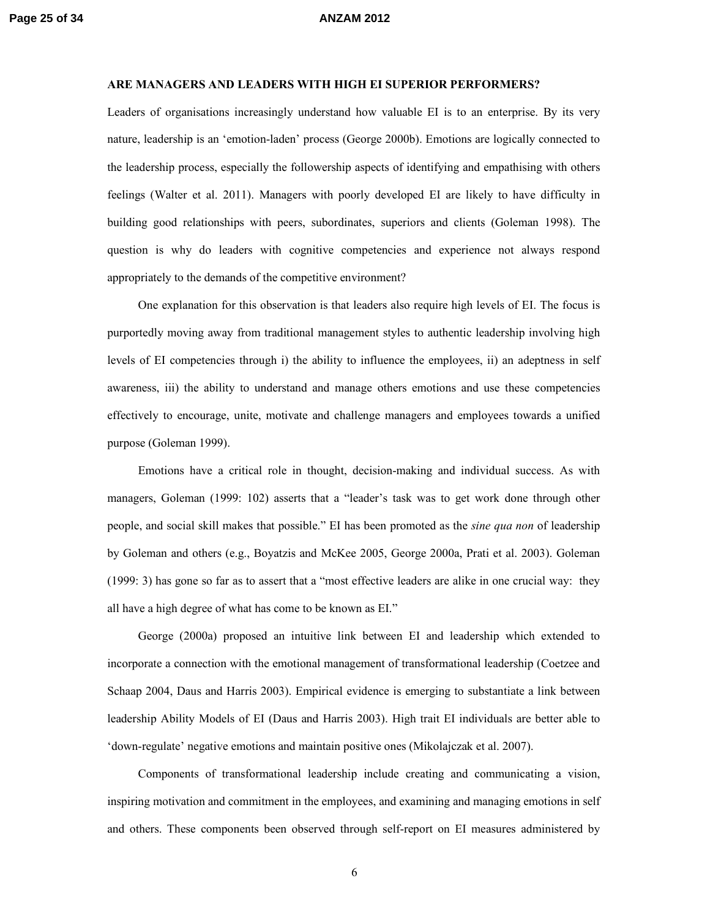**ARE MANAGERS AND LEADERS WITH HIGH EI SUPERIOR PERFORMERS?**

Leaders of organisations increasingly understand how valuable EI is to an enterprise. By its very nature, leadership is an 'emotion-laden' process (George 2000b). Emotions are logically connected to the leadership process, especially the followership aspects of identifying and empathising with others feelings (Walter et al. 2011). Managers with poorly developed EI are likely to have difficulty in building good relationships with peers, subordinates, superiors and clients (Goleman 1998). The question is why do leaders with cognitive competencies and experience not always respond appropriately to the demands of the competitive environment?

One explanation for this observation is that leaders also require high levels of EI. The focus is purportedly moving away from traditional management styles to authentic leadership involving high levels of EI competencies through i) the ability to influence the employees, ii) an adeptness in self awareness, iii) the ability to understand and manage others emotions and use these competencies effectively to encourage, unite, motivate and challenge managers and employees towards a unified purpose (Goleman 1999).

Emotions have a critical role in thought, decision-making and individual success. As with managers, Goleman (1999: 102) asserts that a "leader's task was to get work done through other people, and social skill makes that possible." EI has been promoted as the *sine qua non* of leadership by Goleman and others (e.g., Boyatzis and McKee 2005, George 2000a, Prati et al. 2003). Goleman (1999: 3) has gone so far as to assert that a "most effective leaders are alike in one crucial way: they all have a high degree of what has come to be known as EI."

George (2000a) proposed an intuitive link between EI and leadership which extended to incorporate a connection with the emotional management of transformational leadership (Coetzee and Schaap 2004, Daus and Harris 2003). Empirical evidence is emerging to substantiate a link between leadership Ability Models of EI (Daus and Harris 2003). High trait EI individuals are better able to 'down-regulate' negative emotions and maintain positive ones (Mikolajczak et al. 2007).

Components of transformational leadership include creating and communicating a vision, inspiring motivation and commitment in the employees, and examining and managing emotions in self and others. These components been observed through self-report on EI measures administered by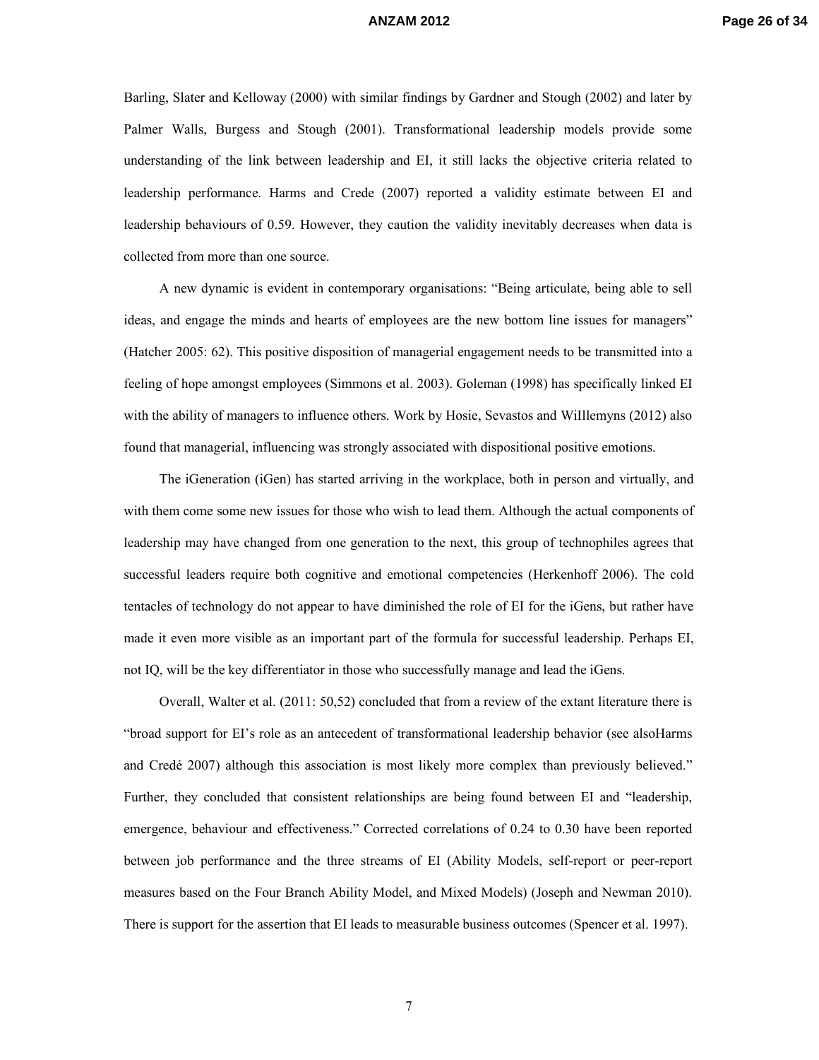Barling, Slater and Kelloway (2000) with similar findings by Gardner and Stough (2002) and later by Palmer Walls, Burgess and Stough (2001). Transformational leadership models provide some understanding of the link between leadership and EI, it still lacks the objective criteria related to leadership performance. Harms and Crede (2007) reported a validity estimate between EI and leadership behaviours of 0.59. However, they caution the validity inevitably decreases when data is collected from more than one source.

A new dynamic is evident in contemporary organisations: "Being articulate, being able to sell ideas, and engage the minds and hearts of employees are the new bottom line issues for managers" (Hatcher 2005: 62). This positive disposition of managerial engagement needs to be transmitted into a feeling of hope amongst employees (Simmons et al. 2003). Goleman (1998) has specifically linked EI with the ability of managers to influence others. Work by Hosie, Sevastos and WiIllemyns (2012) also found that managerial, influencing was strongly associated with dispositional positive emotions.

The iGeneration (iGen) has started arriving in the workplace, both in person and virtually, and with them come some new issues for those who wish to lead them. Although the actual components of leadership may have changed from one generation to the next, this group of technophiles agrees that successful leaders require both cognitive and emotional competencies (Herkenhoff 2006). The cold tentacles of technology do not appear to have diminished the role of EI for the iGens, but rather have made it even more visible as an important part of the formula for successful leadership. Perhaps EI, not IQ, will be the key differentiator in those who successfully manage and lead the iGens.

Overall, Walter et al. (2011: 50,52) concluded that from a review of the extant literature there is "broad support for EI's role as an antecedent of transformational leadership behavior (see alsoHarms and Credé 2007) although this association is most likely more complex than previously believed." Further, they concluded that consistent relationships are being found between EI and "leadership, emergence, behaviour and effectiveness." Corrected correlations of 0.24 to 0.30 have been reported between job performance and the three streams of EI (Ability Models, self-report or peer-report measures based on the Four Branch Ability Model, and Mixed Models) (Joseph and Newman 2010). There is support for the assertion that EI leads to measurable business outcomes (Spencer et al. 1997).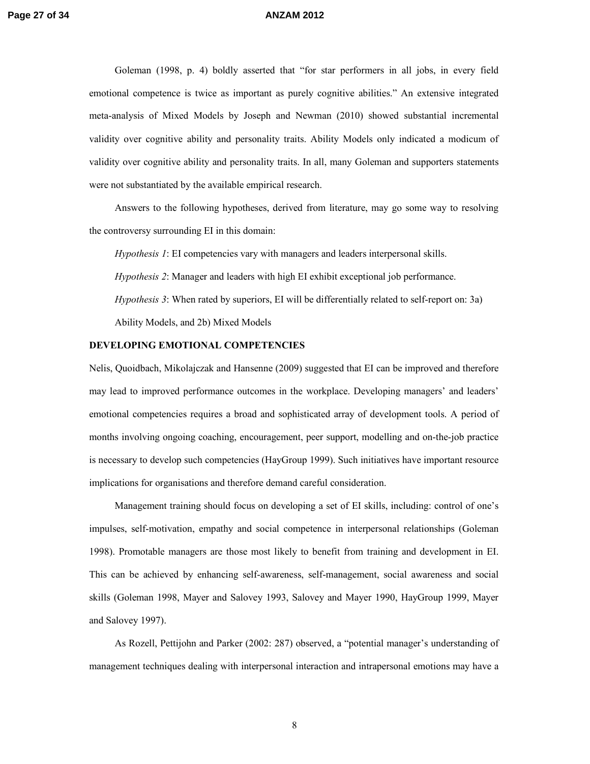Goleman (1998, p. 4) boldly asserted that "for star performers in all jobs, in every field emotional competence is twice as important as purely cognitive abilities." An extensive integrated meta-analysis of Mixed Models by Joseph and Newman (2010) showed substantial incremental validity over cognitive ability and personality traits. Ability Models only indicated a modicum of validity over cognitive ability and personality traits. In all, many Goleman and supporters statements were not substantiated by the available empirical research.

Answers to the following hypotheses, derived from literature, may go some way to resolving the controversy surrounding EI in this domain:

*Hypothesis 1*: EI competencies vary with managers and leaders interpersonal skills.

*Hypothesis 2*: Manager and leaders with high EI exhibit exceptional job performance.

*Hypothesis 3*: When rated by superiors, EI will be differentially related to self-report on: 3a) Ability Models, and 2b) Mixed Models

**DEVELOPING EMOTIONAL COMPETENCIES**

Nelis, Quoidbach, Mikolajczak and Hansenne (2009) suggested that EI can be improved and therefore may lead to improved performance outcomes in the workplace. Developing managers' and leaders' emotional competencies requires a broad and sophisticated array of development tools. A period of months involving ongoing coaching, encouragement, peer support, modelling and on-the-job practice is necessary to develop such competencies (HayGroup 1999). Such initiatives have important resource implications for organisations and therefore demand careful consideration.

Management training should focus on developing a set of EI skills, including: control of one's impulses, self-motivation, empathy and social competence in interpersonal relationships (Goleman 1998). Promotable managers are those most likely to benefit from training and development in EI. This can be achieved by enhancing self-awareness, self-management, social awareness and social skills (Goleman 1998, Mayer and Salovey 1993, Salovey and Mayer 1990, HayGroup 1999, Mayer and Salovey 1997).

As Rozell, Pettijohn and Parker (2002: 287) observed, a "potential manager's understanding of management techniques dealing with interpersonal interaction and intrapersonal emotions may have a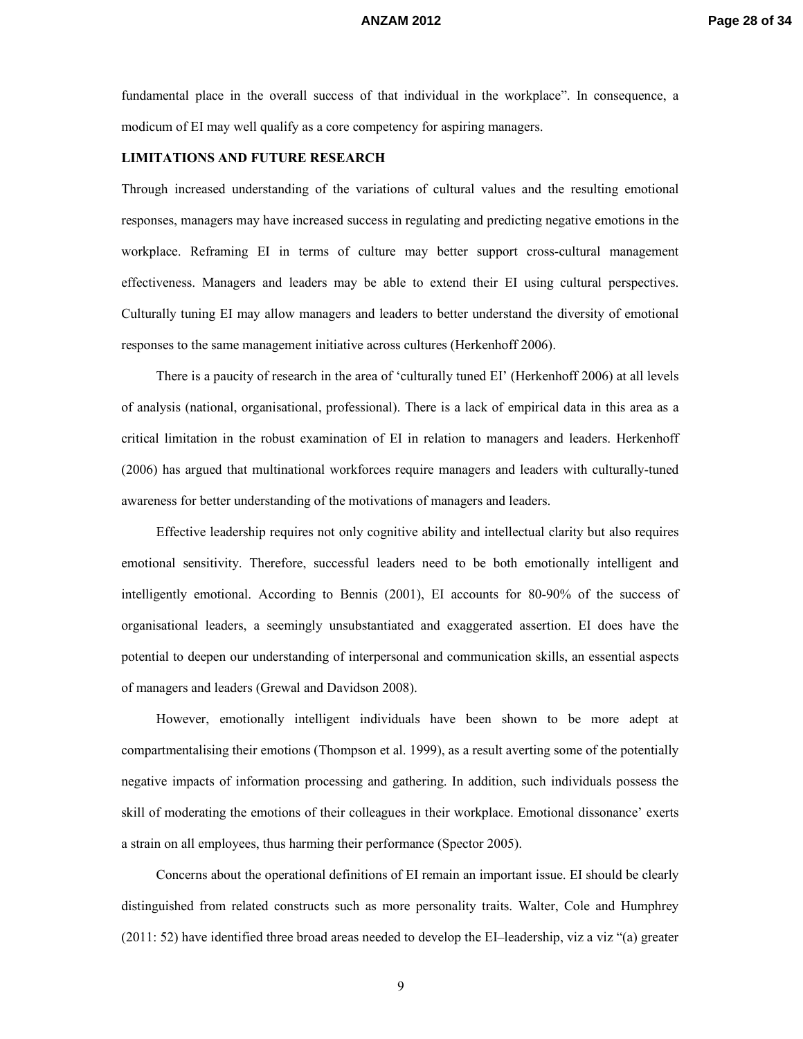fundamental place in the overall success of that individual in the workplace". In consequence, a modicum of EI may well qualify as a core competency for aspiring managers.

## LIMITATIONS AND FUTURE RESEARCH

Through increased understanding of the variations of cultural values and the resulting emotional responses, managers may have increased success in regulating and predicting negative emotions in the workplace. Reframing EI in terms of culture may better support cross-cultural management effectiveness. Managers and leaders may be able to extend their EI using cultural perspectives. Culturally tuning EI may allow managers and leaders to better understand the diversity of emotional responses to the same management initiative across cultures (Herkenhoff 2006).

There is a paucity of research in the area of 'culturally tuned EI' (Herkenhoff 2006) at all levels of analysis (national, organisational, professional). There is a lack of empirical data in this area as a critical limitation in the robust examination of EI in relation to managers and leaders. Herkenhoff (2006) has argued that multinational workforces require managers and leaders with culturally-tuned awareness for better understanding of the motivations of managers and leaders.

Effective leadership requires not only cognitive ability and intellectual clarity but also requires emotional sensitivity. Therefore, successful leaders need to be both emotionally intelligent and intelligently emotional. According to Bennis (2001), EI accounts for 80-90% of the success of organisational leaders, a seemingly unsubstantiated and exaggerated assertion. EI does have the potential to deepen our understanding of interpersonal and communication skills, an essential aspects of managers and leaders (Grewal and Davidson 2008).

However, emotionally intelligent individuals have been shown to be more adept at compartmentalising their emotions (Thompson et al. 1999), as a result averting some of the potentially negative impacts of information processing and gathering. In addition, such individuals possess the skill of moderating the emotions of their colleagues in their workplace. Emotional dissonance' exerts a strain on all employees, thus harming their performance (Spector 2005).

Concerns about the operational definitions of EI remain an important issue. EI should be clearly distinguished from related constructs such as more personality traits. Walter, Cole and Humphrey (2011: 52) have identified three broad areas needed to develop the EI–leadership, viz a viz "(a) greater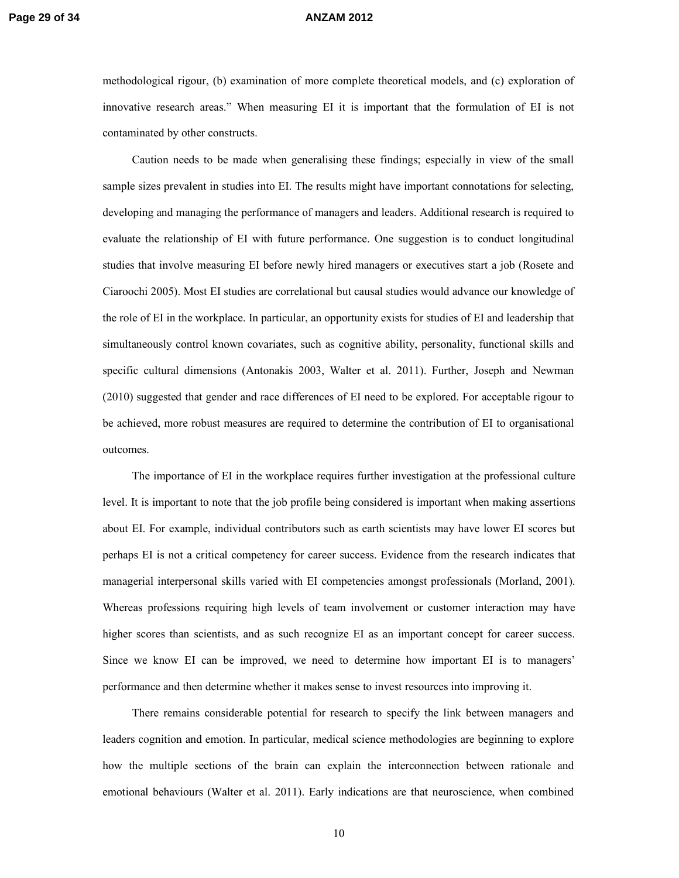methodological rigour, (b) examination of more complete theoretical models, and (c) exploration of innovative research areas." When measuring EI it is important that the formulation of EI is not contaminated by other constructs.

Caution needs to be made when generalising these findings; especially in view of the small sample sizes prevalent in studies into EI. The results might have important connotations for selecting, developing and managing the performance of managers and leaders. Additional research is required to evaluate the relationship of EI with future performance. One suggestion is to conduct longitudinal studies that involve measuring EI before newly hired managers or executives start a job (Rosete and Ciaroochi 2005). Most EI studies are correlational but causal studies would advance our knowledge of the role of EI in the workplace. In particular, an opportunity exists for studies of EI and leadership that simultaneously control known covariates, such as cognitive ability, personality, functional skills and specific cultural dimensions (Antonakis 2003, Walter et al. 2011). Further, Joseph and Newman (2010) suggested that gender and race differences of EI need to be explored. For acceptable rigour to be achieved, more robust measures are required to determine the contribution of EI to organisational outcomes.

The importance of EI in the workplace requires further investigation at the professional culture level. It is important to note that the job profile being considered is important when making assertions about EI. For example, individual contributors such as earth scientists may have lower EI scores but perhaps EI is not a critical competency for career success. Evidence from the research indicates that managerial interpersonal skills varied with EI competencies amongst professionals (Morland, 2001). Whereas professions requiring high levels of team involvement or customer interaction may have higher scores than scientists, and as such recognize EI as an important concept for career success. Since we know EI can be improved, we need to determine how important EI is to managers' performance and then determine whether it makes sense to invest resources into improving it.

There remains considerable potential for research to specify the link between managers and leaders cognition and emotion. In particular, medical science methodologies are beginning to explore how the multiple sections of the brain can explain the interconnection between rationale and emotional behaviours (Walter et al. 2011). Early indications are that neuroscience, when combined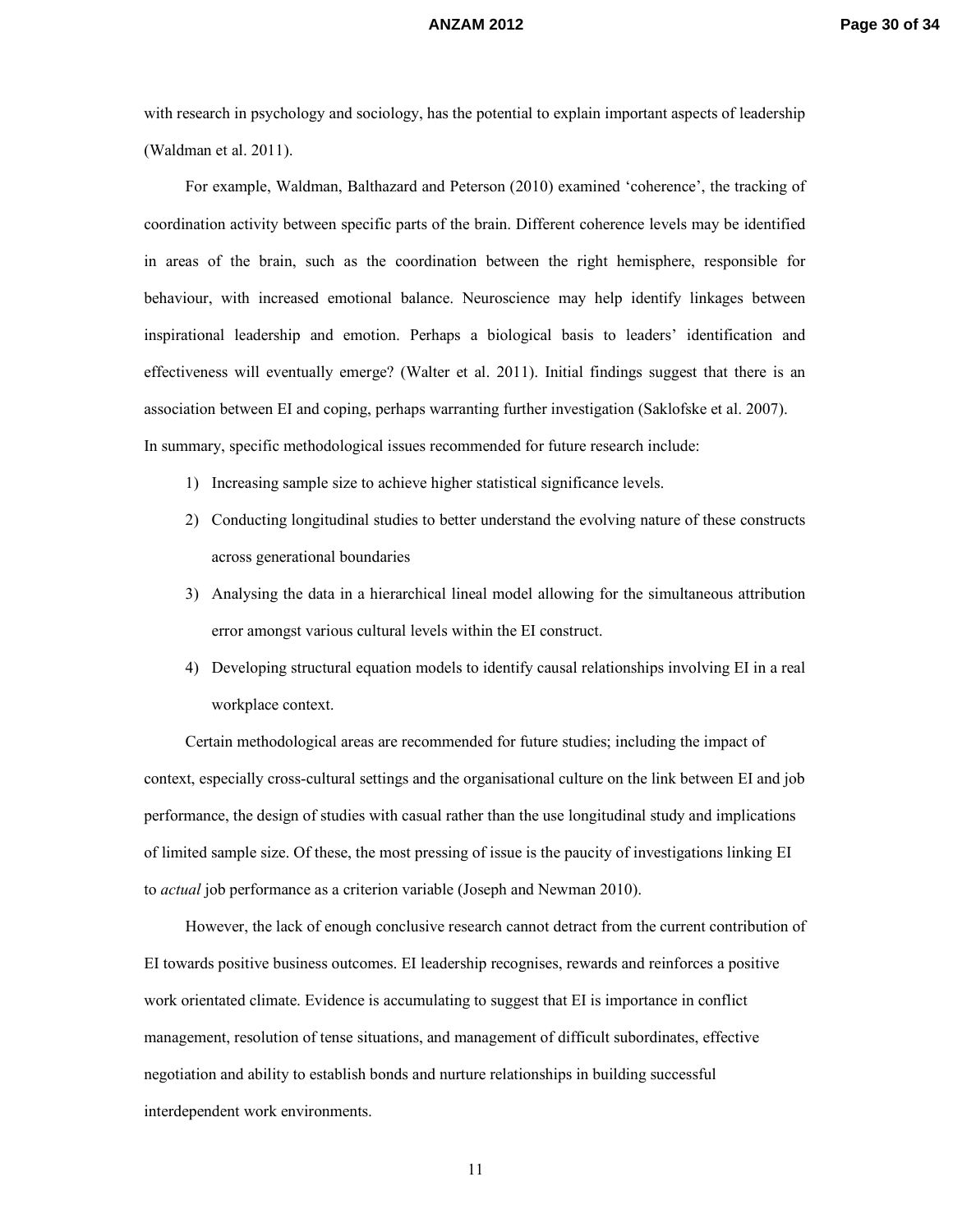with research in psychology and sociology, has the potential to explain important aspects of leadership (Waldman et al. 2011).

For example, Waldman, Balthazard and Peterson (2010) examined 'coherence', the tracking of coordination activity between specific parts of the brain. Different coherence levels may be identified in areas of the brain, such as the coordination between the right hemisphere, responsible for behaviour, with increased emotional balance. Neuroscience may help identify linkages between inspirational leadership and emotion. Perhaps a biological basis to leaders' identification and effectiveness will eventually emerge? (Walter et al. 2011). Initial findings suggest that there is an association between EI and coping, perhaps warranting further investigation (Saklofske et al. 2007). In summary, specific methodological issues recommended for future research include:

1) Increasing sample size to achieve higher statistical significance levels.
2) Conducting longitudinal studies to better understand the evolving nature of these constructs across generational boundaries
3) Analysing the data in a hierarchical lineal model allowing for the simultaneous attribution error amongst various cultural levels within the EI construct.
4) Developing structural equation models to identify causal relationships involving EI in a real workplace context.

Certain methodological areas are recommended for future studies; including the impact of context, especially cross-cultural settings and the organisational culture on the link between EI and job performance, the design of studies with casual rather than the use longitudinal study and implications of limited sample size. Of these, the most pressing of issue is the paucity of investigations linking EI to *actual* job performance as a criterion variable (Joseph and Newman 2010).

However, the lack of enough conclusive research cannot detract from the current contribution of EI towards positive business outcomes. EI leadership recognises, rewards and reinforces a positive work orientated climate. Evidence is accumulating to suggest that EI is importance in conflict management, resolution of tense situations, and management of difficult subordinates, effective negotiation and ability to establish bonds and nurture relationships in building successful interdependent work environments.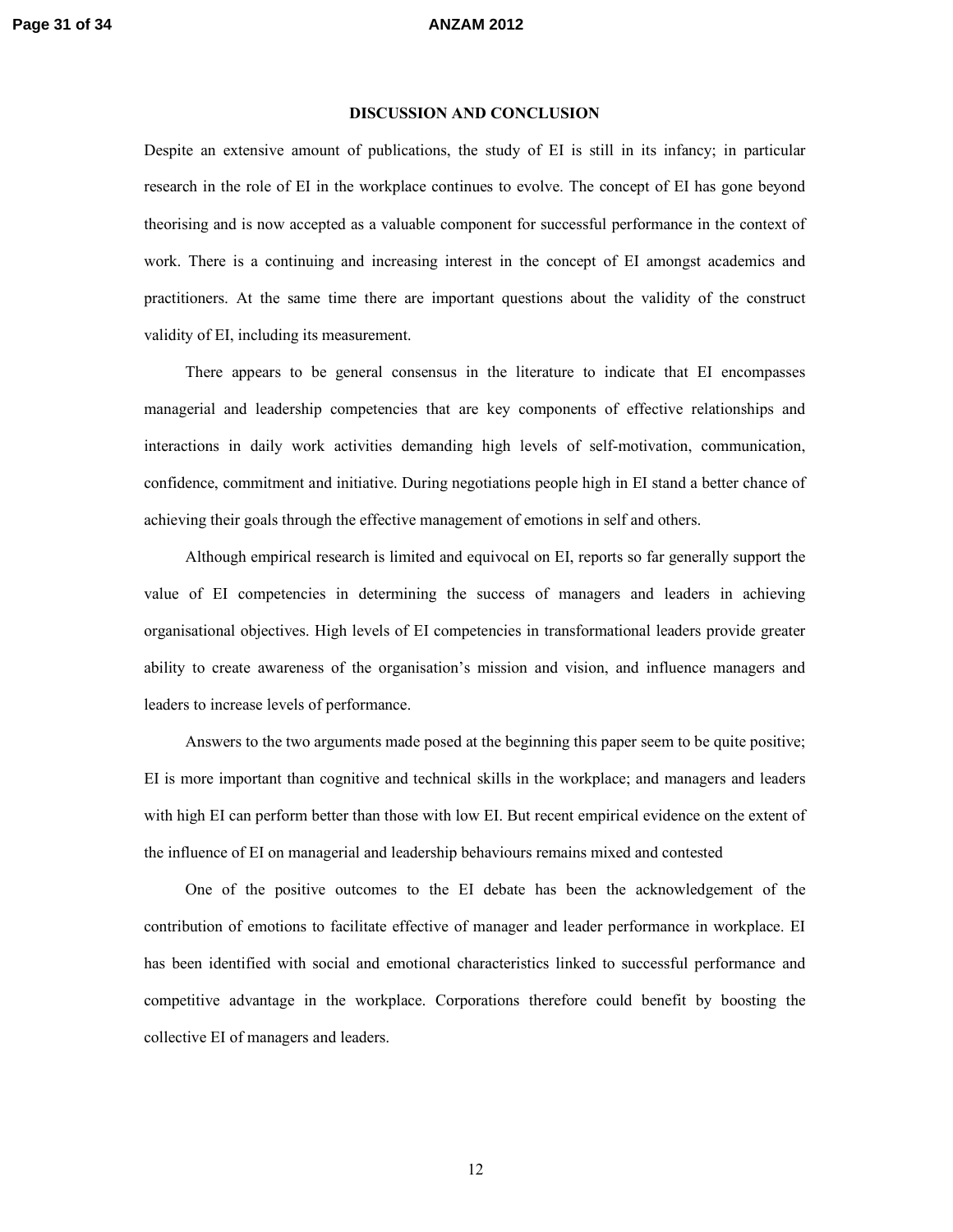## DISCUSSION AND CONCLUSION

Despite an extensive amount of publications, the study of EI is still in its infancy; in particular research in the role of EI in the workplace continues to evolve. The concept of EI has gone beyond theorising and is now accepted as a valuable component for successful performance in the context of work. There is a continuing and increasing interest in the concept of EI amongst academics and practitioners. At the same time there are important questions about the validity of the construct validity of EI, including its measurement.

There appears to be general consensus in the literature to indicate that EI encompasses managerial and leadership competencies that are key components of effective relationships and interactions in daily work activities demanding high levels of self-motivation, communication, confidence, commitment and initiative. During negotiations people high in EI stand a better chance of achieving their goals through the effective management of emotions in self and others.

Although empirical research is limited and equivocal on EI, reports so far generally support the value of EI competencies in determining the success of managers and leaders in achieving organisational objectives. High levels of EI competencies in transformational leaders provide greater ability to create awareness of the organisation's mission and vision, and influence managers and leaders to increase levels of performance.

Answers to the two arguments made posed at the beginning this paper seem to be quite positive; EI is more important than cognitive and technical skills in the workplace; and managers and leaders with high EI can perform better than those with low EI. But recent empirical evidence on the extent of the influence of EI on managerial and leadership behaviours remains mixed and contested

One of the positive outcomes to the EI debate has been the acknowledgement of the contribution of emotions to facilitate effective of manager and leader performance in workplace. EI has been identified with social and emotional characteristics linked to successful performance and competitive advantage in the workplace. Corporations therefore could benefit by boosting the collective EI of managers and leaders.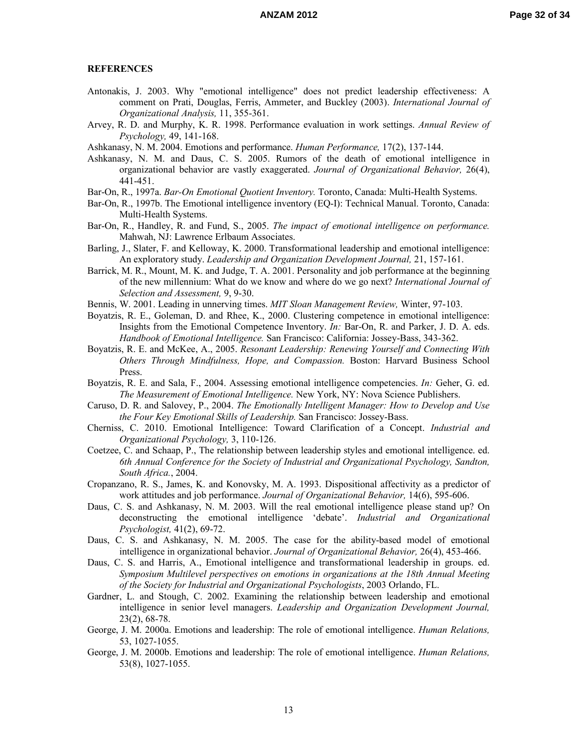**REFERENCES**

Antonakis, J. 2003. Why "emotional intelligence" does not predict leadership effectiveness: A comment on Prati, Douglas, Ferris, Ammeter, and Buckley (2003). *International Journal of Organizational Analysis,* 11, 355-361.

Arvey, R. D. and Murphy, K. R. 1998. Performance evaluation in work settings. *Annual Review of Psychology,* 49, 141-168.

Ashkanasy, N. M. 2004. Emotions and performance. *Human Performance,* 17(2), 137-144.

Ashkanasy, N. M. and Daus, C. S. 2005. Rumors of the death of emotional intelligence in organizational behavior are vastly exaggerated. *Journal of Organizational Behavior,* 26(4), 441-451.

Bar-On, R., 1997a. *Bar-On Emotional Quotient Inventory.* Toronto, Canada: Multi-Health Systems.

Bar-On, R., 1997b. The Emotional intelligence inventory (EQ-I): Technical Manual. Toronto, Canada: Multi-Health Systems.

Bar-On, R., Handley, R. and Fund, S., 2005. *The impact of emotional intelligence on performance.* Mahwah, NJ: Lawrence Erlbaum Associates.

Barling, J., Slater, F. and Kelloway, K. 2000. Transformational leadership and emotional intelligence: An exploratory study. *Leadership and Organization Development Journal,* 21, 157-161.

Barrick, M. R., Mount, M. K. and Judge, T. A. 2001. Personality and job performance at the beginning of the new millennium: What do we know and where do we go next? *International Journal of Selection and Assessment,* 9, 9-30.

Bennis, W. 2001. Leading in unnerving times. *MIT Sloan Management Review,* Winter, 97-103.

Boyatzis, R. E., Goleman, D. and Rhee, K., 2000. Clustering competence in emotional intelligence: Insights from the Emotional Competence Inventory. *In:* Bar-On, R. and Parker, J. D. A. eds. *Handbook of Emotional Intelligence.* San Francisco: California: Jossey-Bass, 343-362.

Boyatzis, R. E. and McKee, A., 2005. *Resonant Leadership: Renewing Yourself and Connecting With Others Through Mindfulness, Hope, and Compassion.* Boston: Harvard Business School Press.

Boyatzis, R. E. and Sala, F., 2004. Assessing emotional intelligence competencies. *In:* Geher, G. ed. *The Measurement of Emotional Intelligence.* New York, NY: Nova Science Publishers.

Caruso, D. R. and Salovey, P., 2004. *The Emotionally Intelligent Manager: How to Develop and Use the Four Key Emotional Skills of Leadership.* San Francisco: Jossey-Bass.

Cherniss, C. 2010. Emotional Intelligence: Toward Clarification of a Concept. *Industrial and Organizational Psychology,* 3, 110-126.

Coetzee, C. and Schaap, P., The relationship between leadership styles and emotional intelligence. ed. *6th Annual Conference for the Society of Industrial and Organizational Psychology, Sandton, South Africa.*, 2004.

Cropanzano, R. S., James, K. and Konovsky, M. A. 1993. Dispositional affectivity as a predictor of work attitudes and job performance. *Journal of Organizational Behavior,* 14(6), 595-606.

Daus, C. S. and Ashkanasy, N. M. 2003. Will the real emotional intelligence please stand up? On deconstructing the emotional intelligence 'debate'. *Industrial and Organizational Psychologist,* 41(2), 69-72.

Daus, C. S. and Ashkanasy, N. M. 2005. The case for the ability-based model of emotional intelligence in organizational behavior. *Journal of Organizational Behavior,* 26(4), 453-466.

Daus, C. S. and Harris, A., Emotional intelligence and transformational leadership in groups. ed. *Symposium Multilevel perspectives on emotions in organizations at the 18th Annual Meeting of the Society for Industrial and Organizational Psychologists*, 2003 Orlando, FL.

Gardner, L. and Stough, C. 2002. Examining the relationship between leadership and emotional intelligence in senior level managers. *Leadership and Organization Development Journal,* 23(2), 68-78.

George, J. M. 2000a. Emotions and leadership: The role of emotional intelligence. *Human Relations,* 53, 1027-1055.

George, J. M. 2000b. Emotions and leadership: The role of emotional intelligence. *Human Relations,* 53(8), 1027-1055.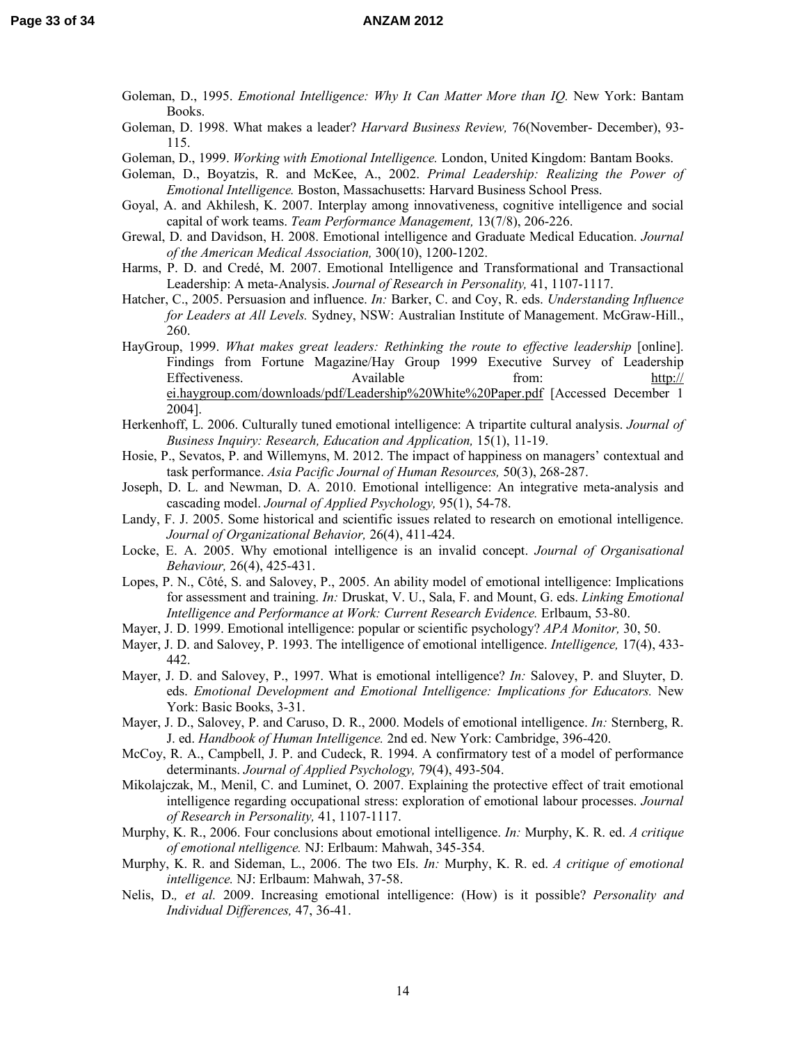Goleman, D., 1995. *Emotional Intelligence: Why It Can Matter More than IQ.* New York: Bantam Books.

Goleman, D. 1998. What makes a leader? *Harvard Business Review,* 76(November- December), 93-115.

Goleman, D., 1999. *Working with Emotional Intelligence.* London, United Kingdom: Bantam Books.

Goleman, D., Boyatzis, R. and McKee, A., 2002. *Primal Leadership: Realizing the Power of Emotional Intelligence.* Boston, Massachusetts: Harvard Business School Press.

Goyal, A. and Akhilesh, K. 2007. Interplay among innovativeness, cognitive intelligence and social capital of work teams. *Team Performance Management,* 13(7/8), 206-226.

Grewal, D. and Davidson, H. 2008. Emotional intelligence and Graduate Medical Education. *Journal of the American Medical Association,* 300(10), 1200-1202.

Harms, P. D. and Credé, M. 2007. Emotional Intelligence and Transformational and Transactional Leadership: A meta-Analysis. *Journal of Research in Personality,* 41, 1107-1117.

Hatcher, C., 2005. Persuasion and influence. *In:* Barker, C. and Coy, R. eds. *Understanding Influence for Leaders at All Levels.* Sydney, NSW: Australian Institute of Management. McGraw-Hill., 260.

HayGroup, 1999. *What makes great leaders: Rethinking the route to effective leadership* [online]. Findings from Fortune Magazine/Hay Group 1999 Executive Survey of Leadership Effectiveness. Available from: http://ei.haygroup.com/downloads/pdf/Leadership%20White%20Paper.pdf [Accessed December 1 2004].

Herkenhoff, L. 2006. Culturally tuned emotional intelligence: A tripartite cultural analysis. *Journal of Business Inquiry: Research, Education and Application,* 15(1), 11-19.

Hosie, P., Sevatos, P. and Willemyns, M. 2012. The impact of happiness on managers' contextual and task performance. *Asia Pacific Journal of Human Resources,* 50(3), 268-287.

Joseph, D. L. and Newman, D. A. 2010. Emotional intelligence: An integrative meta-analysis and cascading model. *Journal of Applied Psychology,* 95(1), 54-78.

Landy, F. J. 2005. Some historical and scientific issues related to research on emotional intelligence. *Journal of Organizational Behavior,* 26(4), 411-424.

Locke, E. A. 2005. Why emotional intelligence is an invalid concept. *Journal of Organisational Behaviour,* 26(4), 425-431.

Lopes, P. N., Côté, S. and Salovey, P., 2005. An ability model of emotional intelligence: Implications for assessment and training. *In:* Druskat, V. U., Sala, F. and Mount, G. eds. *Linking Emotional Intelligence and Performance at Work: Current Research Evidence.* Erlbaum, 53-80.

Mayer, J. D. 1999. Emotional intelligence: popular or scientific psychology? *APA Monitor,* 30, 50.

Mayer, J. D. and Salovey, P. 1993. The intelligence of emotional intelligence. *Intelligence,* 17(4), 433-442.

Mayer, J. D. and Salovey, P., 1997. What is emotional intelligence? *In:* Salovey, P. and Sluyter, D. eds. *Emotional Development and Emotional Intelligence: Implications for Educators.* New York: Basic Books, 3-31.

Mayer, J. D., Salovey, P. and Caruso, D. R., 2000. Models of emotional intelligence. *In:* Sternberg, R. J. ed. *Handbook of Human Intelligence.* 2nd ed. New York: Cambridge, 396-420.

McCoy, R. A., Campbell, J. P. and Cudeck, R. 1994. A confirmatory test of a model of performance determinants. *Journal of Applied Psychology,* 79(4), 493-504.

Mikolajczak, M., Menil, C. and Luminet, O. 2007. Explaining the protective effect of trait emotional intelligence regarding occupational stress: exploration of emotional labour processes. *Journal of Research in Personality,* 41, 1107-1117.

Murphy, K. R., 2006. Four conclusions about emotional intelligence. *In:* Murphy, K. R. ed. *A critique of emotional ntelligence.* NJ: Erlbaum: Mahwah, 345-354.

Murphy, K. R. and Sideman, L., 2006. The two EIs. *In:* Murphy, K. R. ed. *A critique of emotional intelligence.* NJ: Erlbaum: Mahwah, 37-58.

Nelis, D.*, et al.* 2009. Increasing emotional intelligence: (How) is it possible? *Personality and Individual Differences,* 47, 36-41.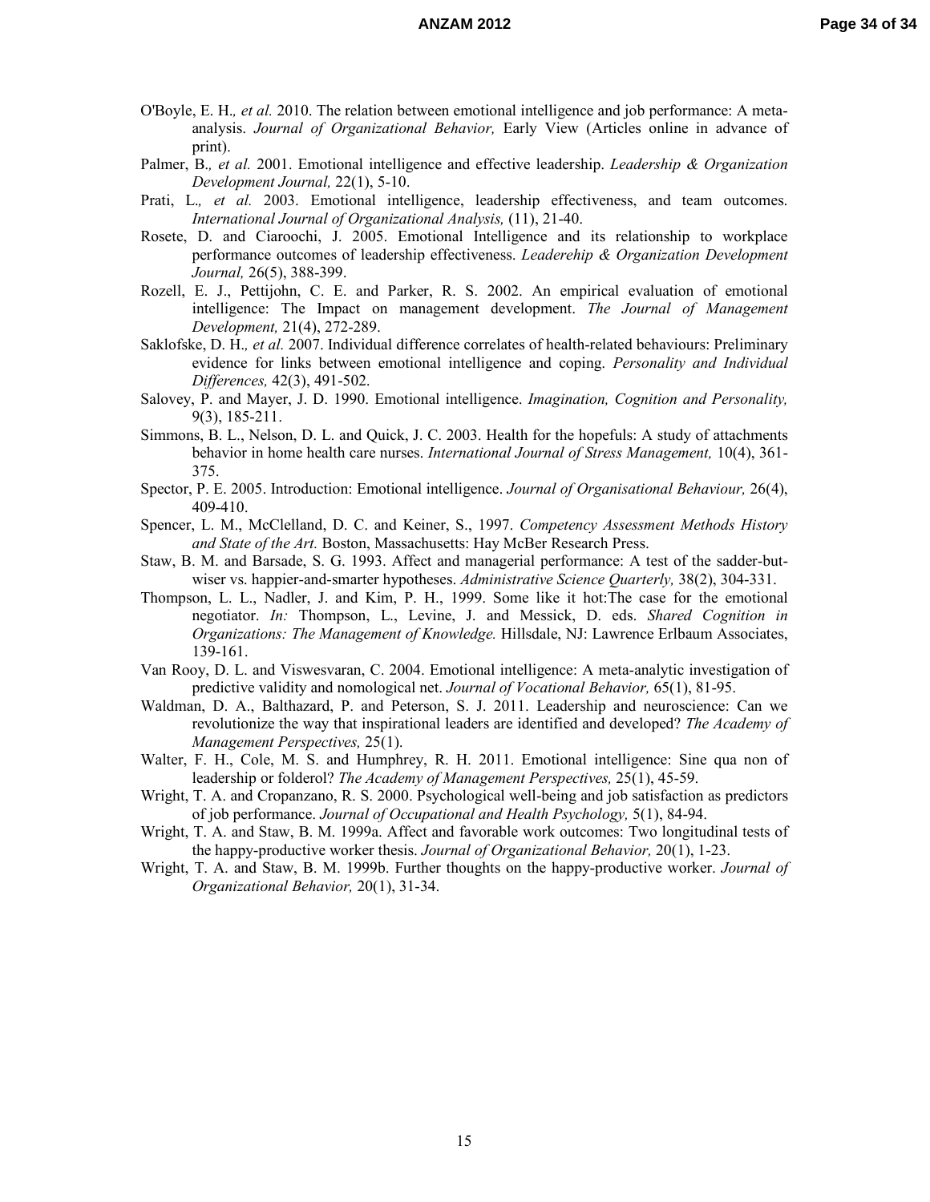O'Boyle, E. H., *et al.* 2010. The relation between emotional intelligence and job performance: A meta-analysis. *Journal of Organizational Behavior,* Early View (Articles online in advance of print).

Palmer, B., *et al.* 2001. Emotional intelligence and effective leadership. *Leadership & Organization Development Journal,* 22(1), 5-10.

Prati, L., *et al.* 2003. Emotional intelligence, leadership effectiveness, and team outcomes. *International Journal of Organizational Analysis,* (11), 21-40.

Rosete, D. and Ciaroochi, J. 2005. Emotional Intelligence and its relationship to workplace performance outcomes of leadership effectiveness. *Leaderehip & Organization Development Journal,* 26(5), 388-399.

Rozell, E. J., Pettijohn, C. E. and Parker, R. S. 2002. An empirical evaluation of emotional intelligence: The Impact on management development. *The Journal of Management Development,* 21(4), 272-289.

Saklofske, D. H., *et al.* 2007. Individual difference correlates of health-related behaviours: Preliminary evidence for links between emotional intelligence and coping. *Personality and Individual Differences,* 42(3), 491-502.

Salovey, P. and Mayer, J. D. 1990. Emotional intelligence. *Imagination, Cognition and Personality,* 9(3), 185-211.

Simmons, B. L., Nelson, D. L. and Quick, J. C. 2003. Health for the hopefuls: A study of attachments behavior in home health care nurses. *International Journal of Stress Management,* 10(4), 361-375.

Spector, P. E. 2005. Introduction: Emotional intelligence. *Journal of Organisational Behaviour,* 26(4), 409-410.

Spencer, L. M., McClelland, D. C. and Keiner, S., 1997. *Competency Assessment Methods History and State of the Art.* Boston, Massachusetts: Hay McBer Research Press.

Staw, B. M. and Barsade, S. G. 1993. Affect and managerial performance: A test of the sadder-but-wiser vs. happier-and-smarter hypotheses. *Administrative Science Quarterly,* 38(2), 304-331.

Thompson, L. L., Nadler, J. and Kim, P. H., 1999. Some like it hot:The case for the emotional negotiator. *In:* Thompson, L., Levine, J. and Messick, D. eds. *Shared Cognition in Organizations: The Management of Knowledge.* Hillsdale, NJ: Lawrence Erlbaum Associates, 139-161.

Van Rooy, D. L. and Viswesvaran, C. 2004. Emotional intelligence: A meta-analytic investigation of predictive validity and nomological net. *Journal of Vocational Behavior,* 65(1), 81-95.

Waldman, D. A., Balthazard, P. and Peterson, S. J. 2011. Leadership and neuroscience: Can we revolutionize the way that inspirational leaders are identified and developed? *The Academy of Management Perspectives,* 25(1).

Walter, F. H., Cole, M. S. and Humphrey, R. H. 2011. Emotional intelligence: Sine qua non of leadership or folderol? *The Academy of Management Perspectives,* 25(1), 45-59.

Wright, T. A. and Cropanzano, R. S. 2000. Psychological well-being and job satisfaction as predictors of job performance. *Journal of Occupational and Health Psychology,* 5(1), 84-94.

Wright, T. A. and Staw, B. M. 1999a. Affect and favorable work outcomes: Two longitudinal tests of the happy-productive worker thesis. *Journal of Organizational Behavior,* 20(1), 1-23.

Wright, T. A. and Staw, B. M. 1999b. Further thoughts on the happy-productive worker. *Journal of Organizational Behavior,* 20(1), 31-34.